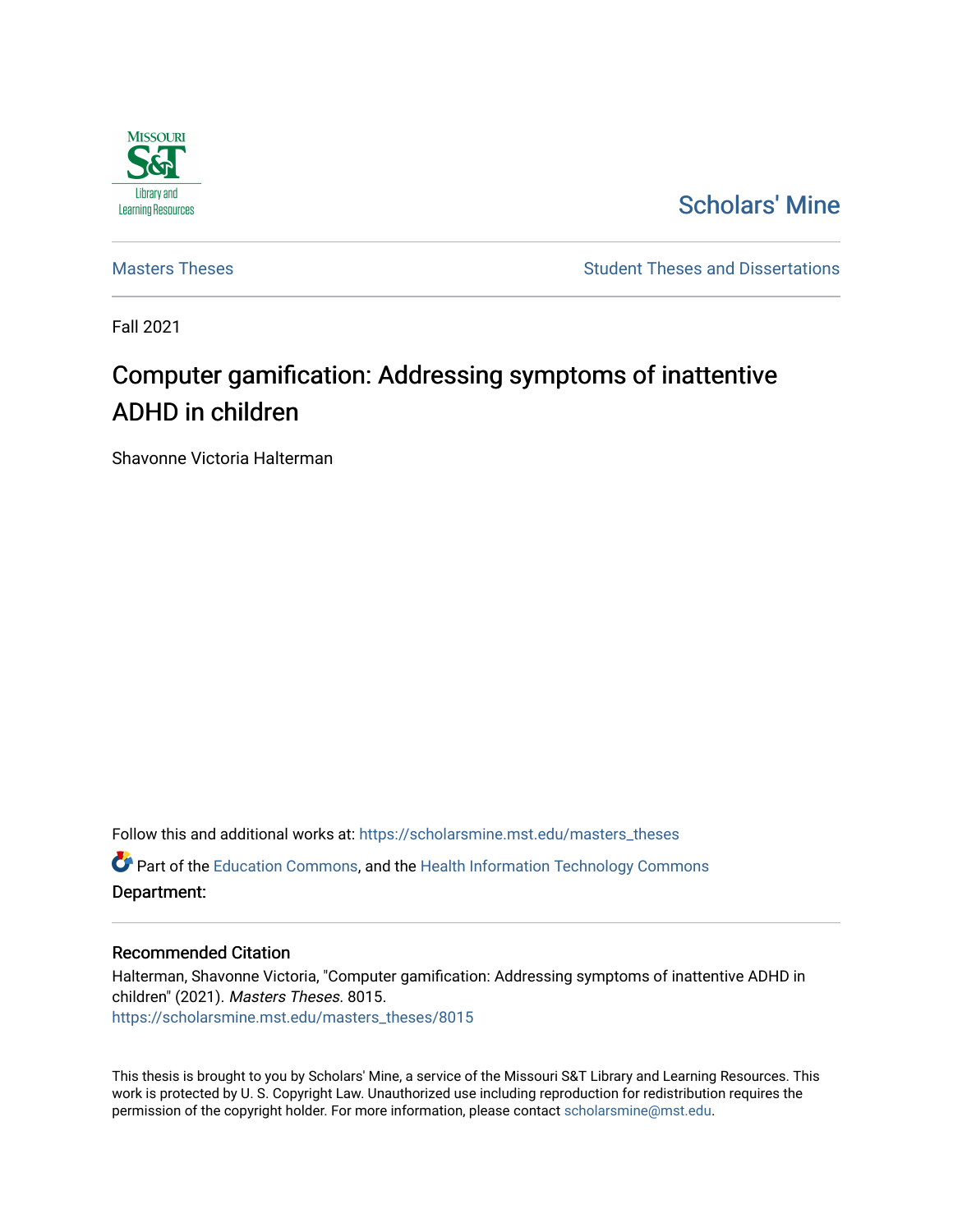Missouri S&T Library and Learning Resources

Scholars' Mine

Masters Theses | Student Theses and Dissertations

Fall 2021

# Computer gamification: Addressing symptoms of inattentive ADHD in children

Shavonne Victoria Halterman

Follow this and additional works at: https://scholarsmine.mst.edu/masters_theses

Part of the Education Commons, and the Health Information Technology Commons

**Department:**

## Recommended Citation

Halterman, Shavonne Victoria, "Computer gamification: Addressing symptoms of inattentive ADHD in children" (2021). *Masters Theses*. 8015.
https://scholarsmine.mst.edu/masters_theses/8015

This thesis is brought to you by Scholars' Mine, a service of the Missouri S&T Library and Learning Resources. This work is protected by U. S. Copyright Law. Unauthorized use including reproduction for redistribution requires the permission of the copyright holder. For more information, please contact scholarsmine@mst.edu.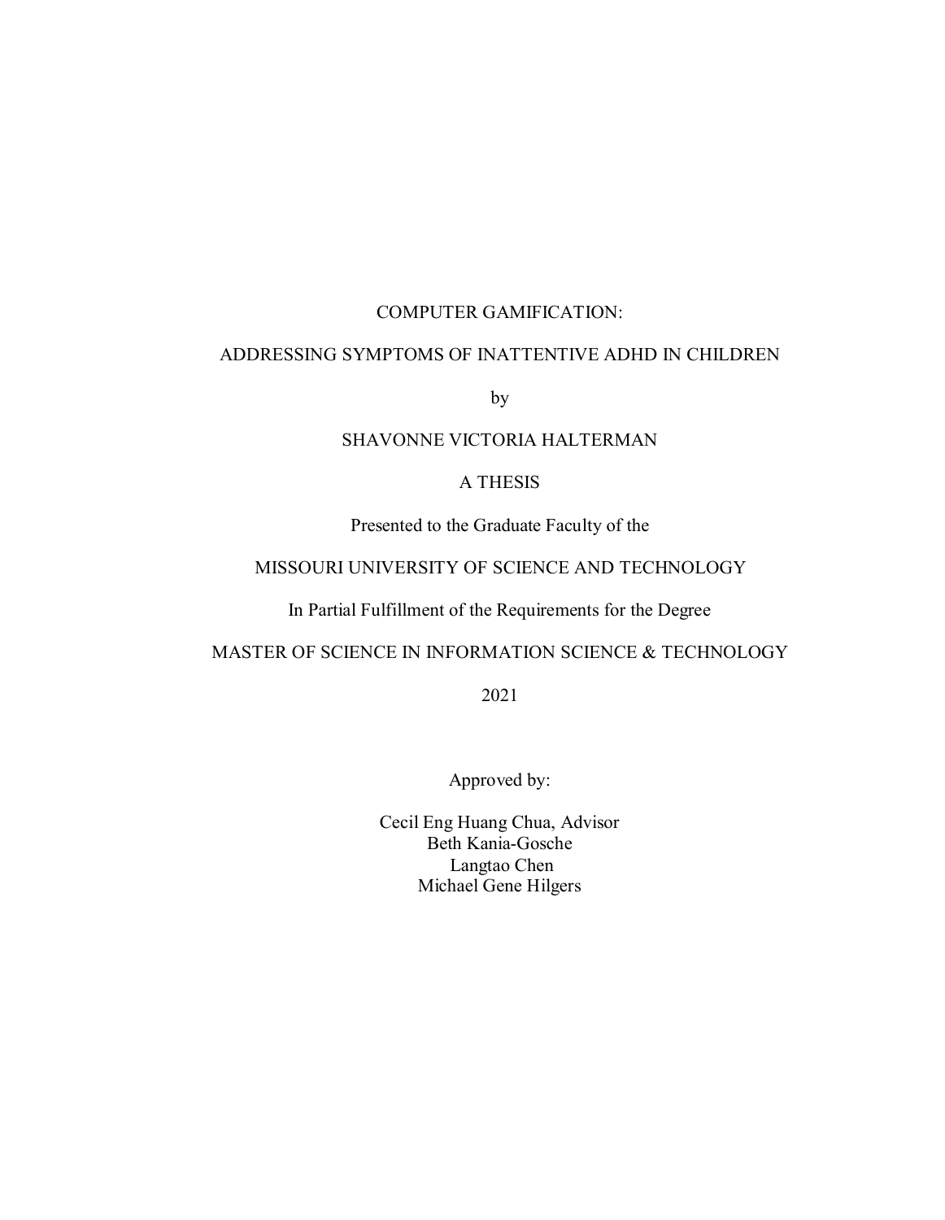# COMPUTER GAMIFICATION:

# ADDRESSING SYMPTOMS OF INATTENTIVE ADHD IN CHILDREN

by

SHAVONNE VICTORIA HALTERMAN

A THESIS

Presented to the Graduate Faculty of the

MISSOURI UNIVERSITY OF SCIENCE AND TECHNOLOGY

In Partial Fulfillment of the Requirements for the Degree

MASTER OF SCIENCE IN INFORMATION SCIENCE & TECHNOLOGY

2021

Approved by:

Cecil Eng Huang Chua, Advisor
Beth Kania-Gosche
Langtao Chen
Michael Gene Hilgers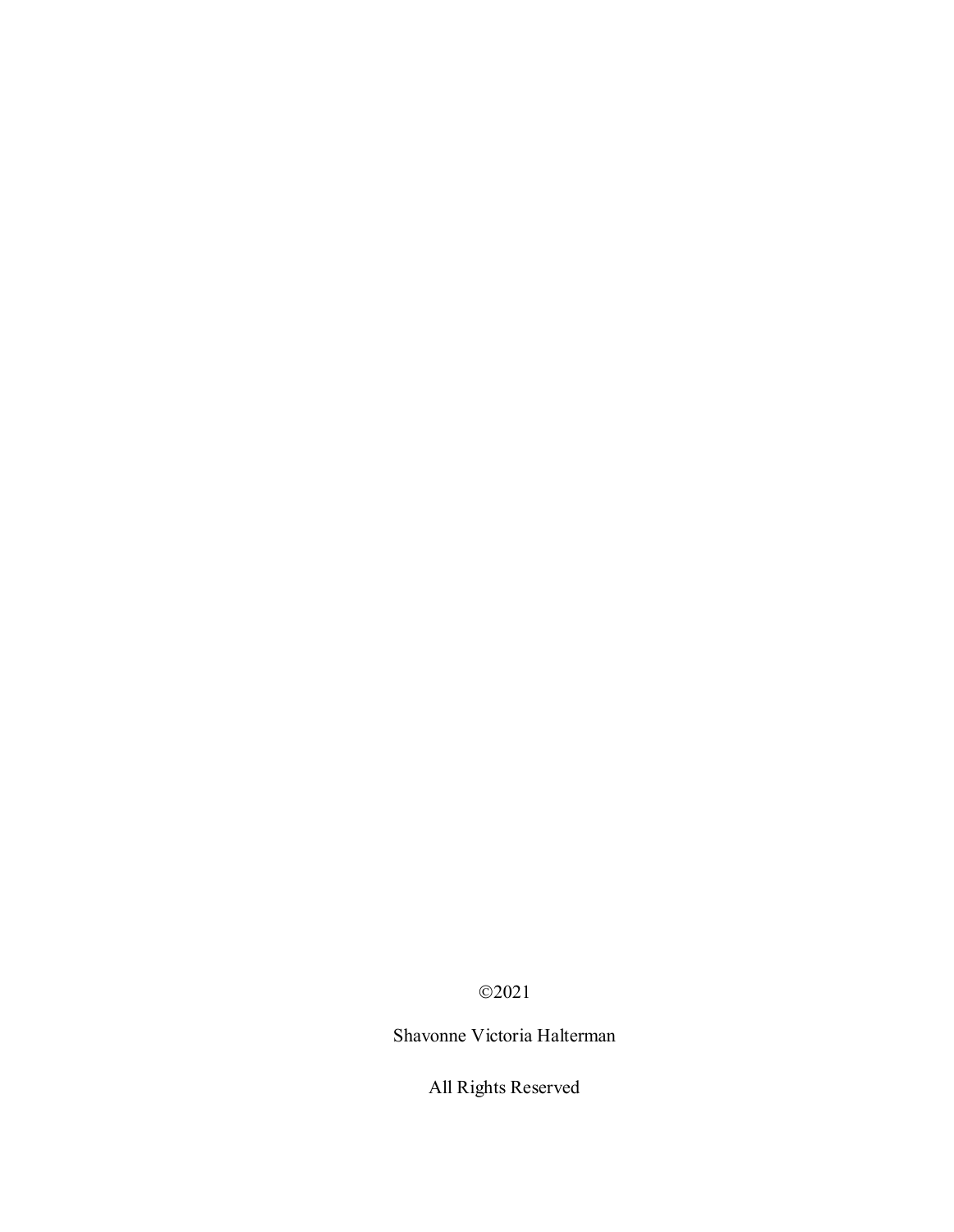©2021

Shavonne Victoria Halterman

All Rights Reserved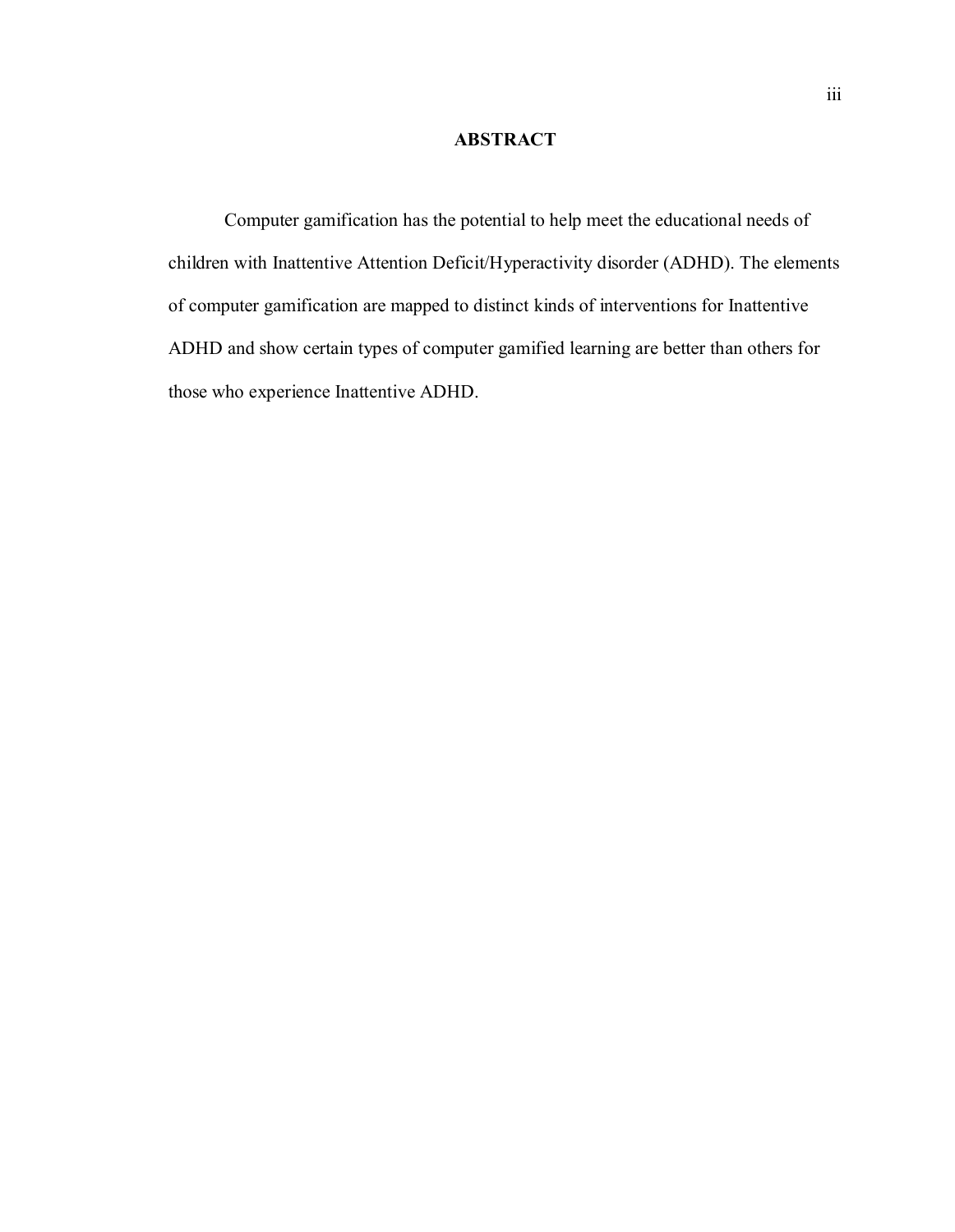# ABSTRACT

Computer gamification has the potential to help meet the educational needs of children with Inattentive Attention Deficit/Hyperactivity disorder (ADHD). The elements of computer gamification are mapped to distinct kinds of interventions for Inattentive ADHD and show certain types of computer gamified learning are better than others for those who experience Inattentive ADHD.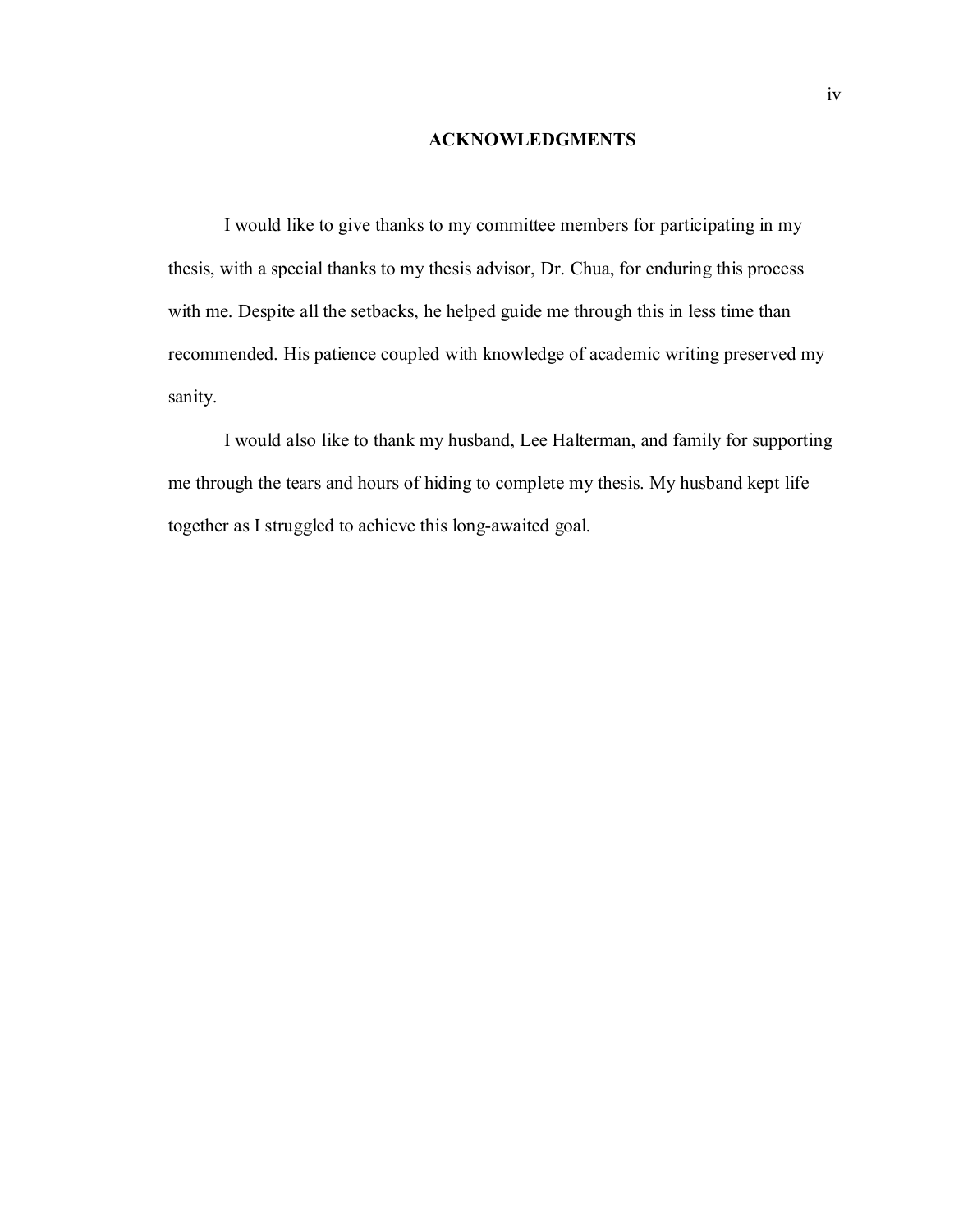## ACKNOWLEDGMENTS

I would like to give thanks to my committee members for participating in my thesis, with a special thanks to my thesis advisor, Dr. Chua, for enduring this process with me. Despite all the setbacks, he helped guide me through this in less time than recommended. His patience coupled with knowledge of academic writing preserved my sanity.

I would also like to thank my husband, Lee Halterman, and family for supporting me through the tears and hours of hiding to complete my thesis. My husband kept life together as I struggled to achieve this long-awaited goal.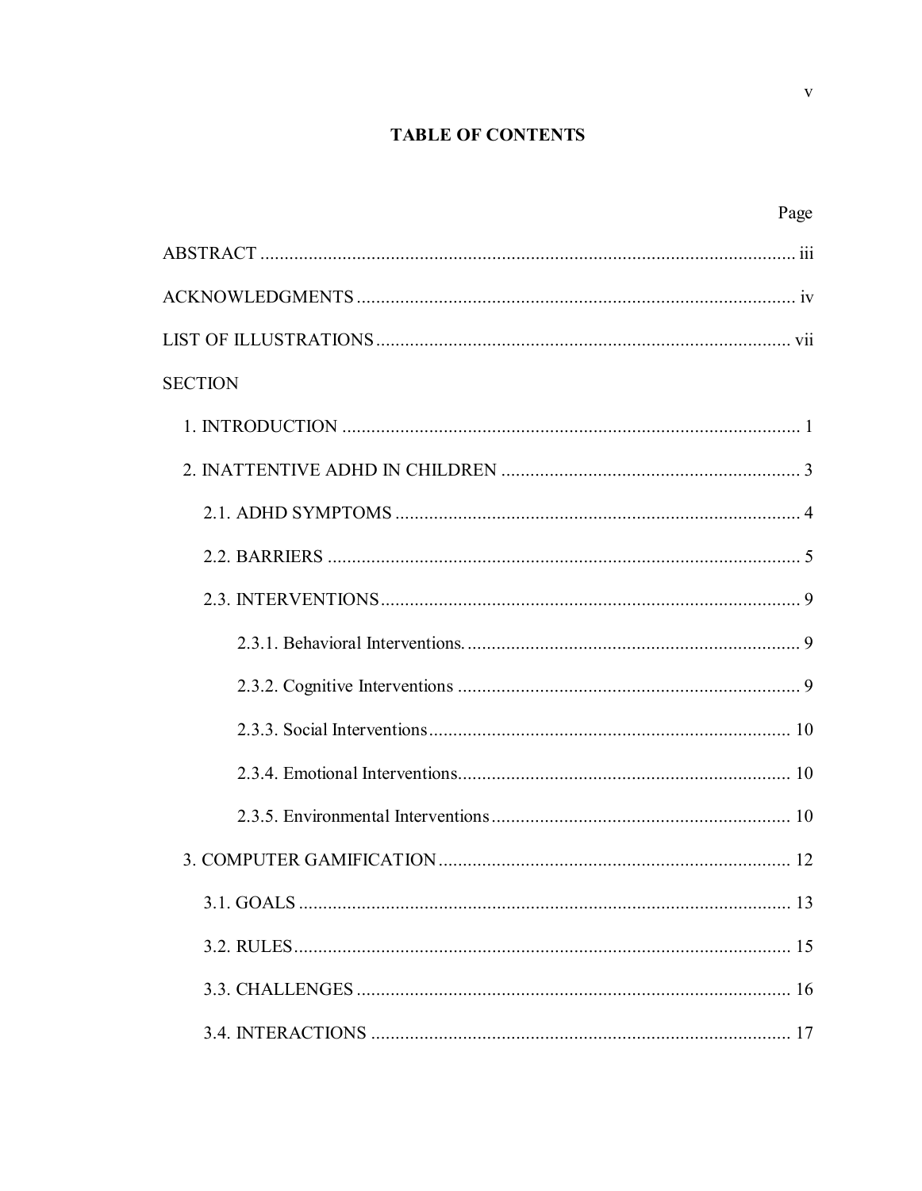## TABLE OF CONTENTS

| | Page |
|---|---|
| ABSTRACT | iii |
| ACKNOWLEDGMENTS | iv |
| LIST OF ILLUSTRATIONS | vii |
| SECTION | |
| 1. INTRODUCTION | 1 |
| 2. INATTENTIVE ADHD IN CHILDREN | 3 |
| 2.1. ADHD SYMPTOMS | 4 |
| 2.2. BARRIERS | 5 |
| 2.3. INTERVENTIONS | 9 |
| 2.3.1. Behavioral Interventions. | 9 |
| 2.3.2. Cognitive Interventions | 9 |
| 2.3.3. Social Interventions | 10 |
| 2.3.4. Emotional Interventions | 10 |
| 2.3.5. Environmental Interventions | 10 |
| 3. COMPUTER GAMIFICATION | 12 |
| 3.1. GOALS | 13 |
| 3.2. RULES | 15 |
| 3.3. CHALLENGES | 16 |
| 3.4. INTERACTIONS | 17 |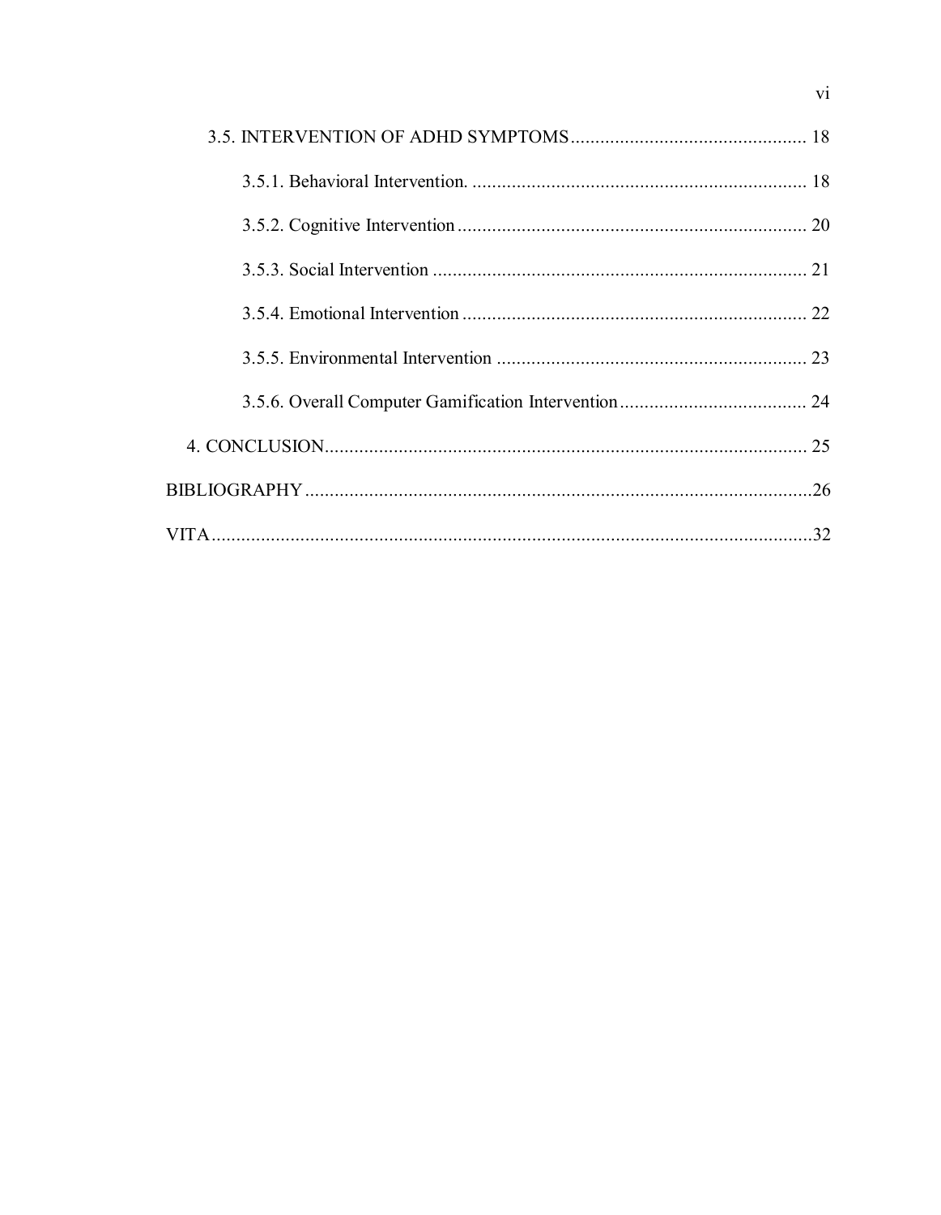3.5. INTERVENTION OF ADHD SYMPTOMS ............................................. 18

3.5.1. Behavioral Intervention. ................................................................. 18

3.5.2. Cognitive Intervention ..................................................................... 20

3.5.3. Social Intervention ........................................................................... 21

3.5.4. Emotional Intervention ..................................................................... 22

3.5.5. Environmental Intervention ............................................................. 23

3.5.6. Overall Computer Gamification Intervention .................................... 24

4. CONCLUSION............................................................................................. 25

BIBLIOGRAPHY ..............................................................................................26

VITA.................................................................................................................32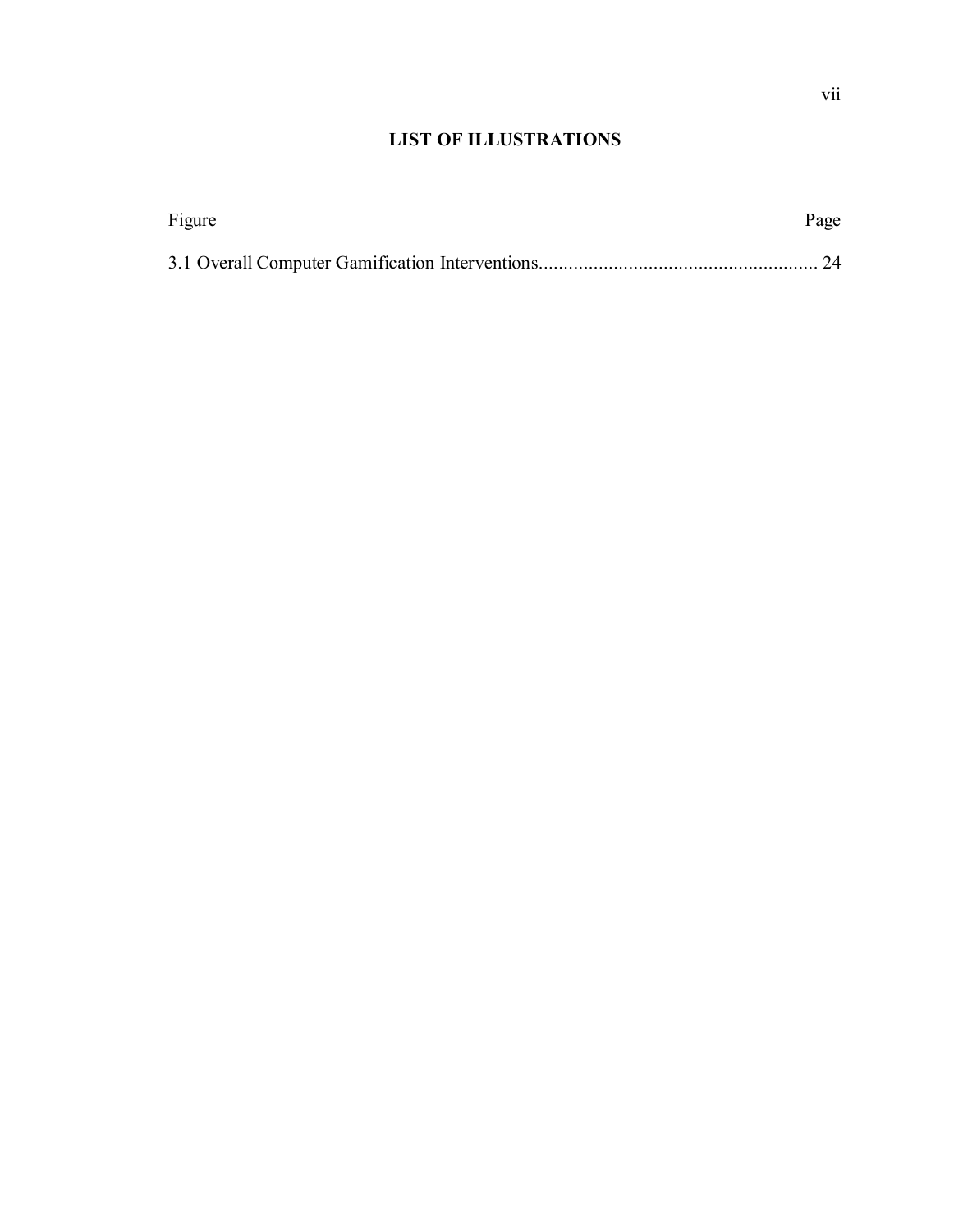## LIST OF ILLUSTRATIONS

| Figure | Page |
|---|---|
| 3.1 Overall Computer Gamification Interventions | 24 |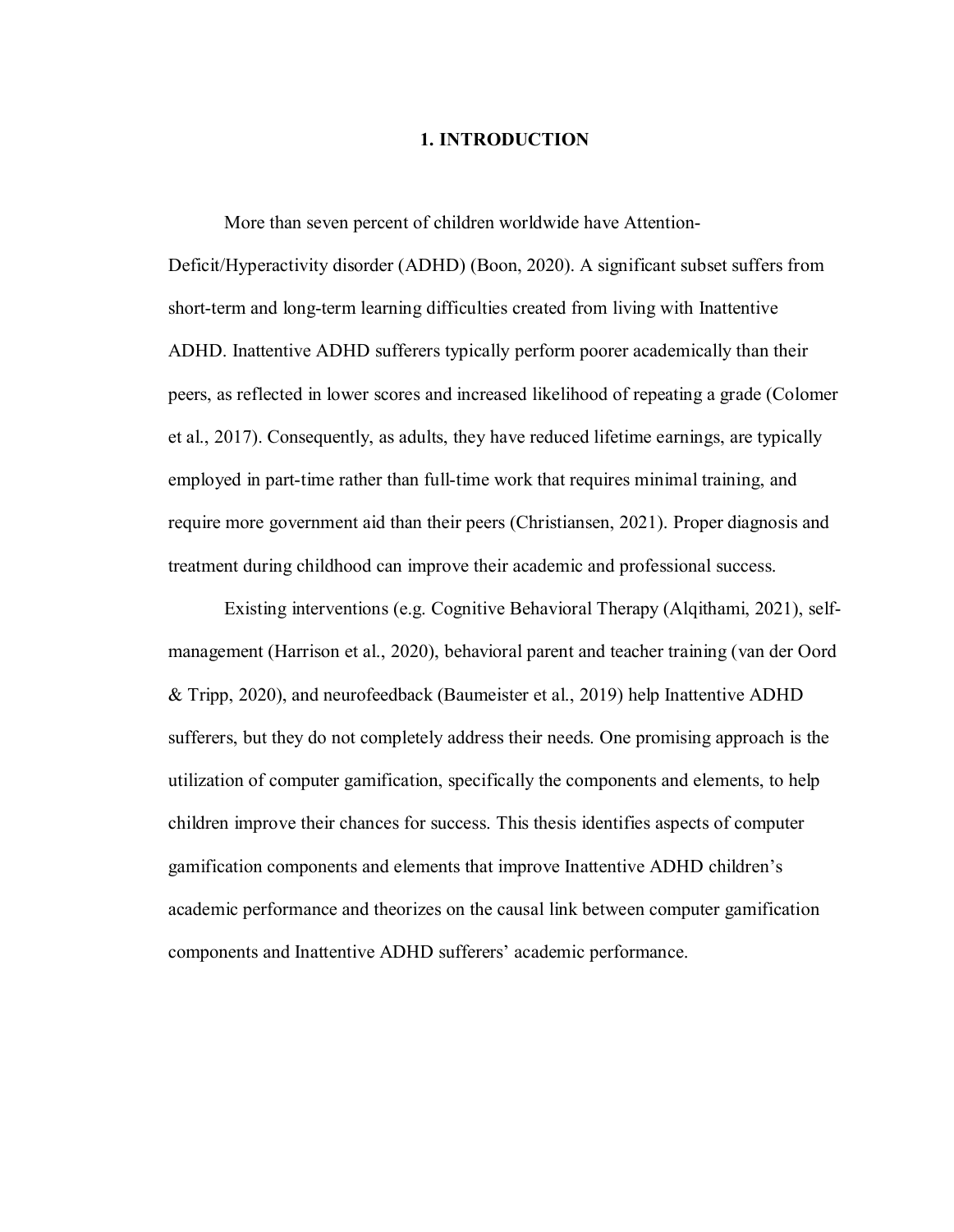# 1. INTRODUCTION

More than seven percent of children worldwide have Attention-Deficit/Hyperactivity disorder (ADHD) (Boon, 2020). A significant subset suffers from short-term and long-term learning difficulties created from living with Inattentive ADHD. Inattentive ADHD sufferers typically perform poorer academically than their peers, as reflected in lower scores and increased likelihood of repeating a grade (Colomer et al., 2017). Consequently, as adults, they have reduced lifetime earnings, are typically employed in part-time rather than full-time work that requires minimal training, and require more government aid than their peers (Christiansen, 2021). Proper diagnosis and treatment during childhood can improve their academic and professional success.

Existing interventions (e.g. Cognitive Behavioral Therapy (Alqithami, 2021), self-management (Harrison et al., 2020), behavioral parent and teacher training (van der Oord & Tripp, 2020), and neurofeedback (Baumeister et al., 2019) help Inattentive ADHD sufferers, but they do not completely address their needs. One promising approach is the utilization of computer gamification, specifically the components and elements, to help children improve their chances for success. This thesis identifies aspects of computer gamification components and elements that improve Inattentive ADHD children's academic performance and theorizes on the causal link between computer gamification components and Inattentive ADHD sufferers' academic performance.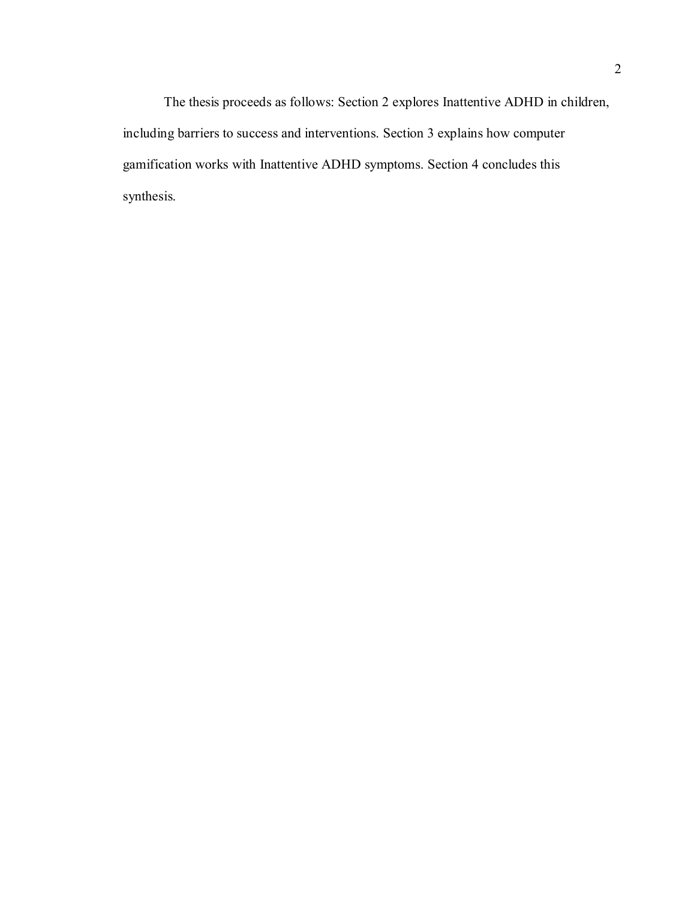The thesis proceeds as follows: Section 2 explores Inattentive ADHD in children, including barriers to success and interventions. Section 3 explains how computer gamification works with Inattentive ADHD symptoms. Section 4 concludes this synthesis.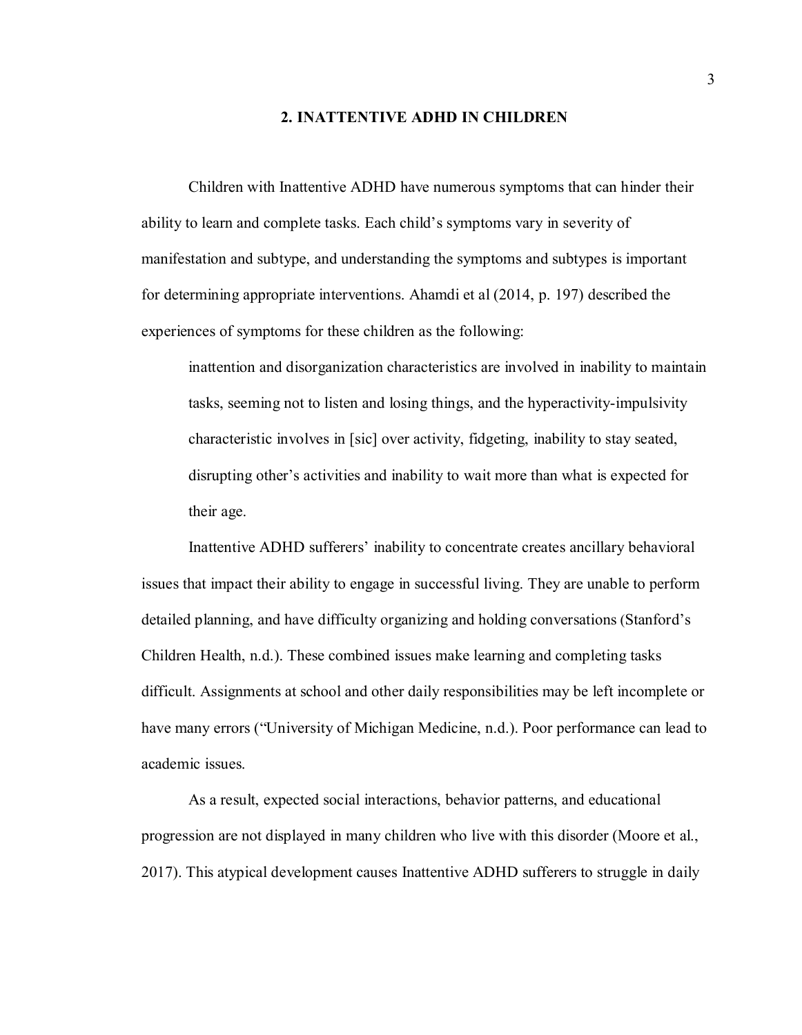## 2. INATTENTIVE ADHD IN CHILDREN

Children with Inattentive ADHD have numerous symptoms that can hinder their ability to learn and complete tasks. Each child's symptoms vary in severity of manifestation and subtype, and understanding the symptoms and subtypes is important for determining appropriate interventions. Ahamdi et al (2014, p. 197) described the experiences of symptoms for these children as the following:

> inattention and disorganization characteristics are involved in inability to maintain tasks, seeming not to listen and losing things, and the hyperactivity-impulsivity characteristic involves in [sic] over activity, fidgeting, inability to stay seated, disrupting other's activities and inability to wait more than what is expected for their age.

Inattentive ADHD sufferers' inability to concentrate creates ancillary behavioral issues that impact their ability to engage in successful living. They are unable to perform detailed planning, and have difficulty organizing and holding conversations (Stanford's Children Health, n.d.). These combined issues make learning and completing tasks difficult. Assignments at school and other daily responsibilities may be left incomplete or have many errors ("University of Michigan Medicine, n.d.). Poor performance can lead to academic issues.

As a result, expected social interactions, behavior patterns, and educational progression are not displayed in many children who live with this disorder (Moore et al., 2017). This atypical development causes Inattentive ADHD sufferers to struggle in daily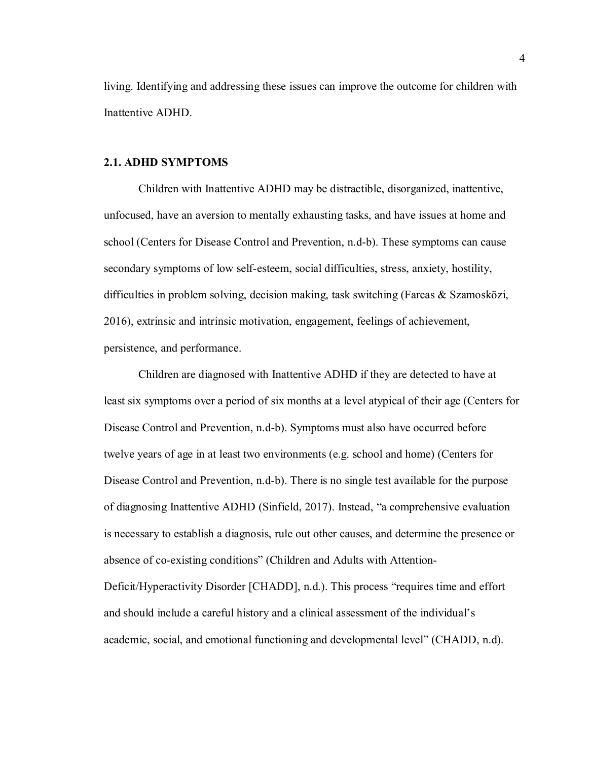living. Identifying and addressing these issues can improve the outcome for children with Inattentive ADHD.

### 2.1. ADHD SYMPTOMS

Children with Inattentive ADHD may be distractible, disorganized, inattentive, unfocused, have an aversion to mentally exhausting tasks, and have issues at home and school (Centers for Disease Control and Prevention, n.d-b). These symptoms can cause secondary symptoms of low self-esteem, social difficulties, stress, anxiety, hostility, difficulties in problem solving, decision making, task switching (Farcas & Szamosközi, 2016), extrinsic and intrinsic motivation, engagement, feelings of achievement, persistence, and performance.

Children are diagnosed with Inattentive ADHD if they are detected to have at least six symptoms over a period of six months at a level atypical of their age (Centers for Disease Control and Prevention, n.d-b). Symptoms must also have occurred before twelve years of age in at least two environments (e.g. school and home) (Centers for Disease Control and Prevention, n.d-b). There is no single test available for the purpose of diagnosing Inattentive ADHD (Sinfield, 2017). Instead, "a comprehensive evaluation is necessary to establish a diagnosis, rule out other causes, and determine the presence or absence of co-existing conditions" (Children and Adults with Attention-Deficit/Hyperactivity Disorder [CHADD], n.d.). This process "requires time and effort and should include a careful history and a clinical assessment of the individual's academic, social, and emotional functioning and developmental level" (CHADD, n.d).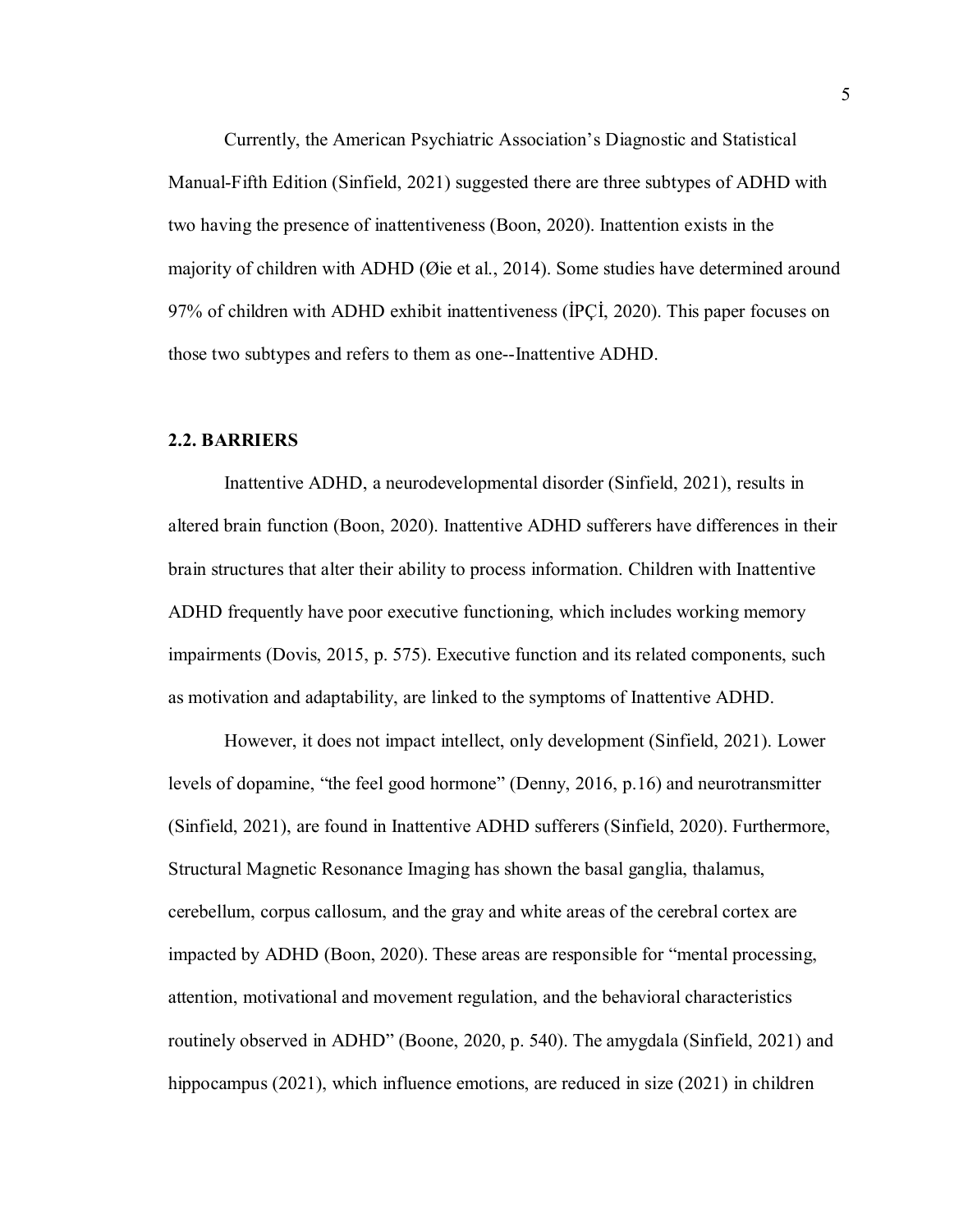Currently, the American Psychiatric Association's Diagnostic and Statistical Manual-Fifth Edition (Sinfield, 2021) suggested there are three subtypes of ADHD with two having the presence of inattentiveness (Boon, 2020). Inattention exists in the majority of children with ADHD (Øie et al., 2014). Some studies have determined around 97% of children with ADHD exhibit inattentiveness (İPÇİ, 2020). This paper focuses on those two subtypes and refers to them as one--Inattentive ADHD.

## 2.2. BARRIERS

Inattentive ADHD, a neurodevelopmental disorder (Sinfield, 2021), results in altered brain function (Boon, 2020). Inattentive ADHD sufferers have differences in their brain structures that alter their ability to process information. Children with Inattentive ADHD frequently have poor executive functioning, which includes working memory impairments (Dovis, 2015, p. 575). Executive function and its related components, such as motivation and adaptability, are linked to the symptoms of Inattentive ADHD.

However, it does not impact intellect, only development (Sinfield, 2021). Lower levels of dopamine, "the feel good hormone" (Denny, 2016, p.16) and neurotransmitter (Sinfield, 2021), are found in Inattentive ADHD sufferers (Sinfield, 2020). Furthermore, Structural Magnetic Resonance Imaging has shown the basal ganglia, thalamus, cerebellum, corpus callosum, and the gray and white areas of the cerebral cortex are impacted by ADHD (Boon, 2020). These areas are responsible for "mental processing, attention, motivational and movement regulation, and the behavioral characteristics routinely observed in ADHD" (Boone, 2020, p. 540). The amygdala (Sinfield, 2021) and hippocampus (2021), which influence emotions, are reduced in size (2021) in children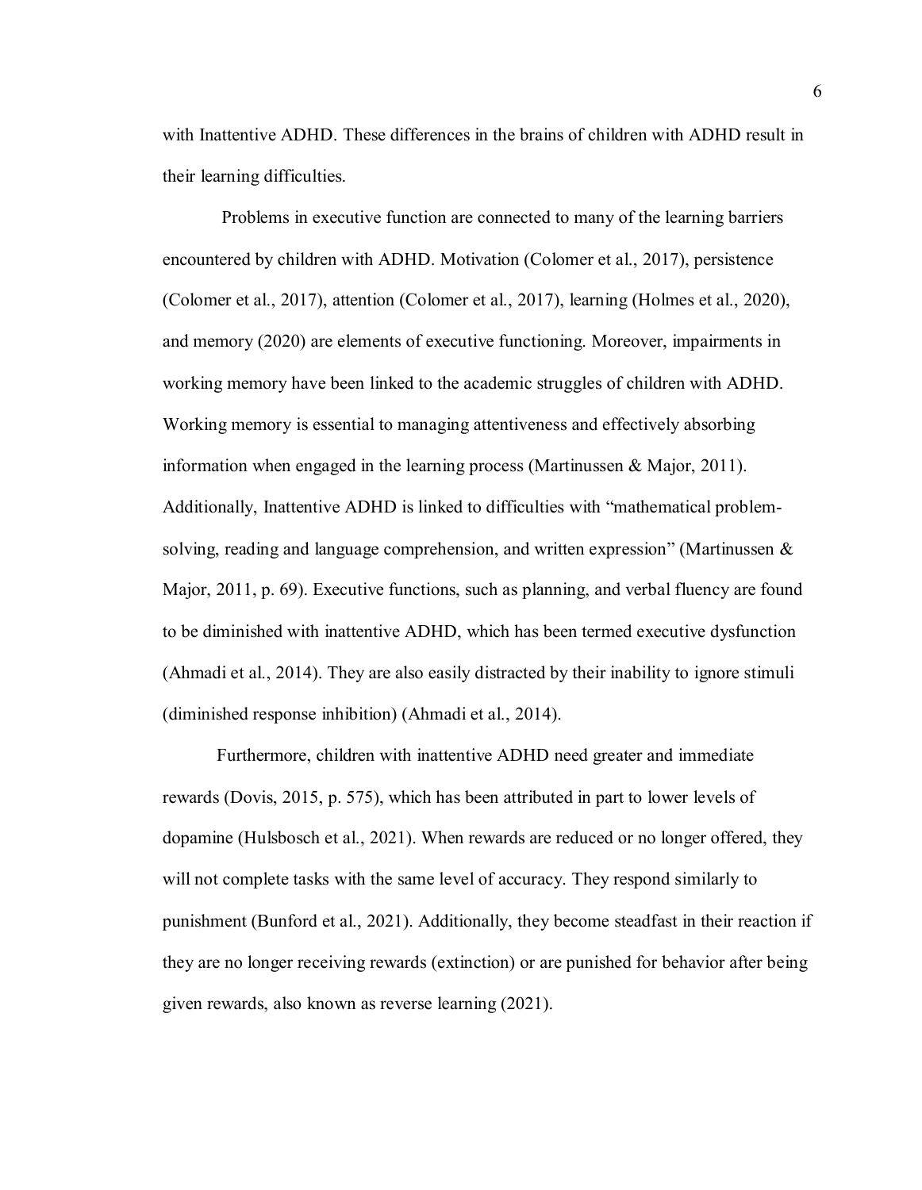with Inattentive ADHD. These differences in the brains of children with ADHD result in their learning difficulties.

Problems in executive function are connected to many of the learning barriers encountered by children with ADHD. Motivation (Colomer et al., 2017), persistence (Colomer et al., 2017), attention (Colomer et al., 2017), learning (Holmes et al., 2020), and memory (2020) are elements of executive functioning. Moreover, impairments in working memory have been linked to the academic struggles of children with ADHD. Working memory is essential to managing attentiveness and effectively absorbing information when engaged in the learning process (Martinussen & Major, 2011). Additionally, Inattentive ADHD is linked to difficulties with "mathematical problem-solving, reading and language comprehension, and written expression" (Martinussen & Major, 2011, p. 69). Executive functions, such as planning, and verbal fluency are found to be diminished with inattentive ADHD, which has been termed executive dysfunction (Ahmadi et al., 2014). They are also easily distracted by their inability to ignore stimuli (diminished response inhibition) (Ahmadi et al., 2014).

Furthermore, children with inattentive ADHD need greater and immediate rewards (Dovis, 2015, p. 575), which has been attributed in part to lower levels of dopamine (Hulsbosch et al., 2021). When rewards are reduced or no longer offered, they will not complete tasks with the same level of accuracy. They respond similarly to punishment (Bunford et al., 2021). Additionally, they become steadfast in their reaction if they are no longer receiving rewards (extinction) or are punished for behavior after being given rewards, also known as reverse learning (2021).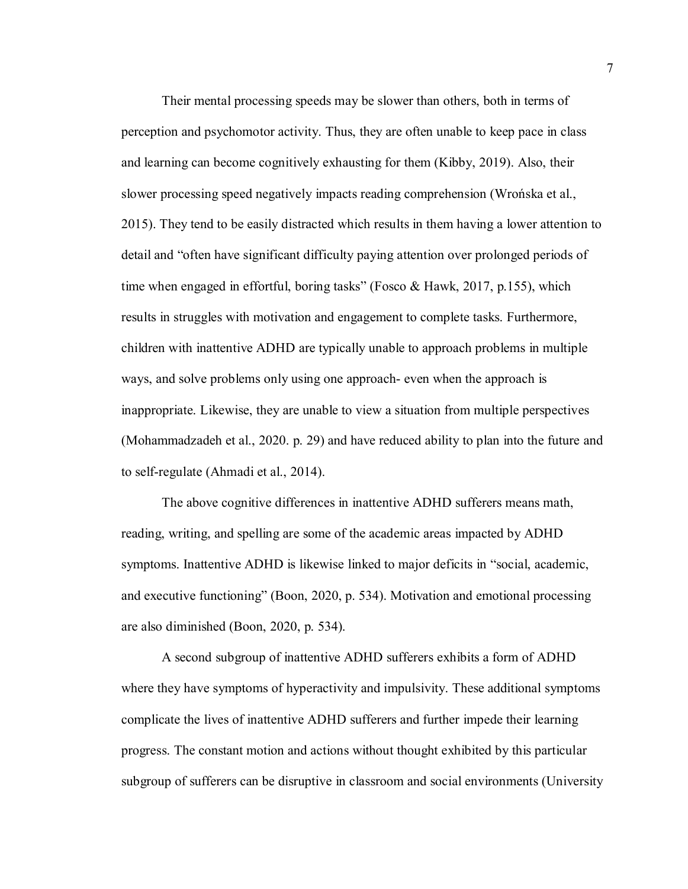Their mental processing speeds may be slower than others, both in terms of perception and psychomotor activity. Thus, they are often unable to keep pace in class and learning can become cognitively exhausting for them (Kibby, 2019). Also, their slower processing speed negatively impacts reading comprehension (Wrońska et al., 2015). They tend to be easily distracted which results in them having a lower attention to detail and "often have significant difficulty paying attention over prolonged periods of time when engaged in effortful, boring tasks" (Fosco & Hawk, 2017, p.155), which results in struggles with motivation and engagement to complete tasks. Furthermore, children with inattentive ADHD are typically unable to approach problems in multiple ways, and solve problems only using one approach- even when the approach is inappropriate. Likewise, they are unable to view a situation from multiple perspectives (Mohammadzadeh et al., 2020. p. 29) and have reduced ability to plan into the future and to self-regulate (Ahmadi et al., 2014).

The above cognitive differences in inattentive ADHD sufferers means math, reading, writing, and spelling are some of the academic areas impacted by ADHD symptoms. Inattentive ADHD is likewise linked to major deficits in "social, academic, and executive functioning" (Boon, 2020, p. 534). Motivation and emotional processing are also diminished (Boon, 2020, p. 534).

A second subgroup of inattentive ADHD sufferers exhibits a form of ADHD where they have symptoms of hyperactivity and impulsivity. These additional symptoms complicate the lives of inattentive ADHD sufferers and further impede their learning progress. The constant motion and actions without thought exhibited by this particular subgroup of sufferers can be disruptive in classroom and social environments (University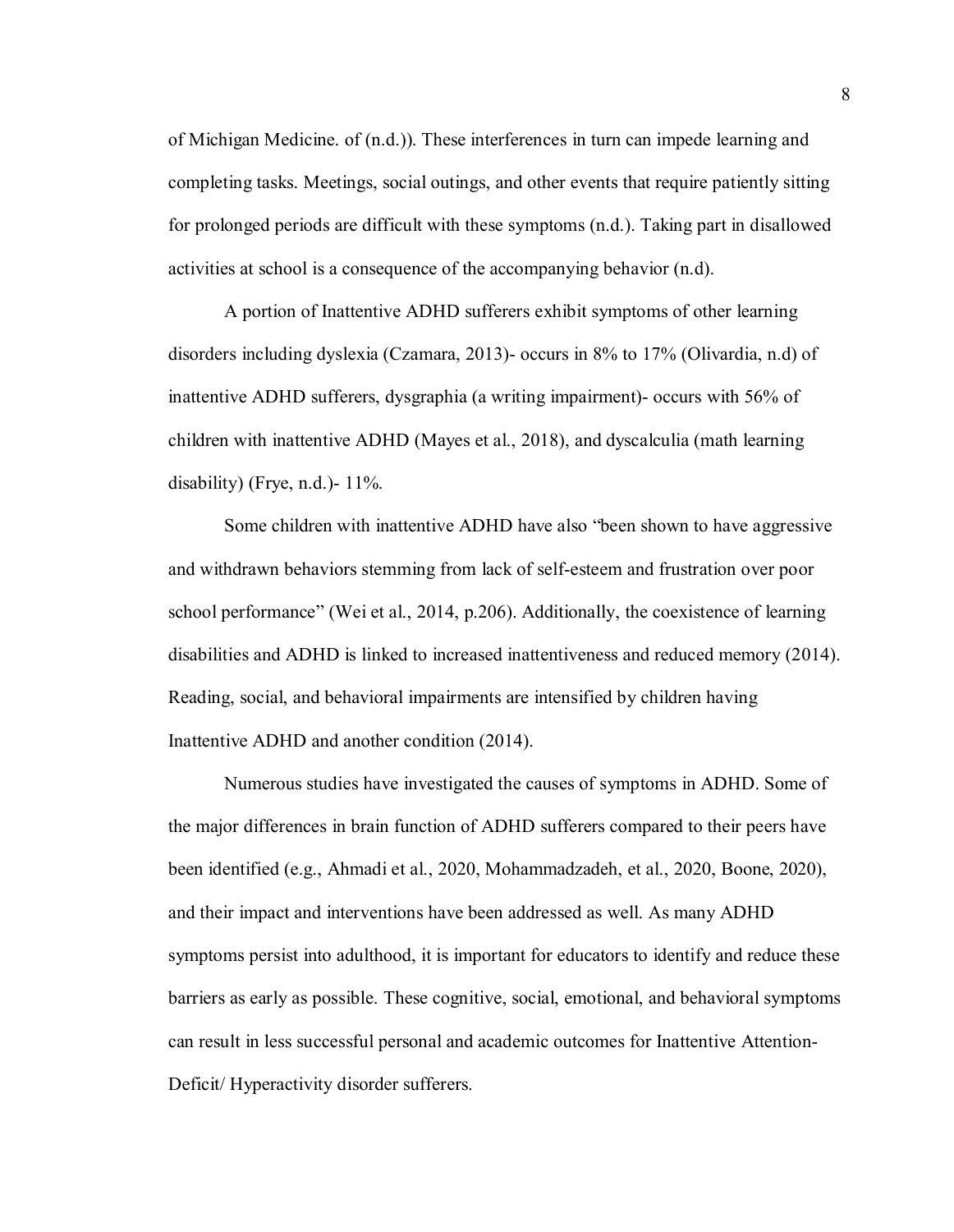of Michigan Medicine. of (n.d.)). These interferences in turn can impede learning and completing tasks. Meetings, social outings, and other events that require patiently sitting for prolonged periods are difficult with these symptoms (n.d.). Taking part in disallowed activities at school is a consequence of the accompanying behavior (n.d).

A portion of Inattentive ADHD sufferers exhibit symptoms of other learning disorders including dyslexia (Czamara, 2013)- occurs in 8% to 17% (Olivardia, n.d) of inattentive ADHD sufferers, dysgraphia (a writing impairment)- occurs with 56% of children with inattentive ADHD (Mayes et al., 2018), and dyscalculia (math learning disability) (Frye, n.d.)- 11%.

Some children with inattentive ADHD have also "been shown to have aggressive and withdrawn behaviors stemming from lack of self-esteem and frustration over poor school performance" (Wei et al., 2014, p.206). Additionally, the coexistence of learning disabilities and ADHD is linked to increased inattentiveness and reduced memory (2014). Reading, social, and behavioral impairments are intensified by children having Inattentive ADHD and another condition (2014).

Numerous studies have investigated the causes of symptoms in ADHD. Some of the major differences in brain function of ADHD sufferers compared to their peers have been identified (e.g., Ahmadi et al., 2020, Mohammadzadeh, et al., 2020, Boone, 2020), and their impact and interventions have been addressed as well. As many ADHD symptoms persist into adulthood, it is important for educators to identify and reduce these barriers as early as possible. These cognitive, social, emotional, and behavioral symptoms can result in less successful personal and academic outcomes for Inattentive Attention-Deficit/ Hyperactivity disorder sufferers.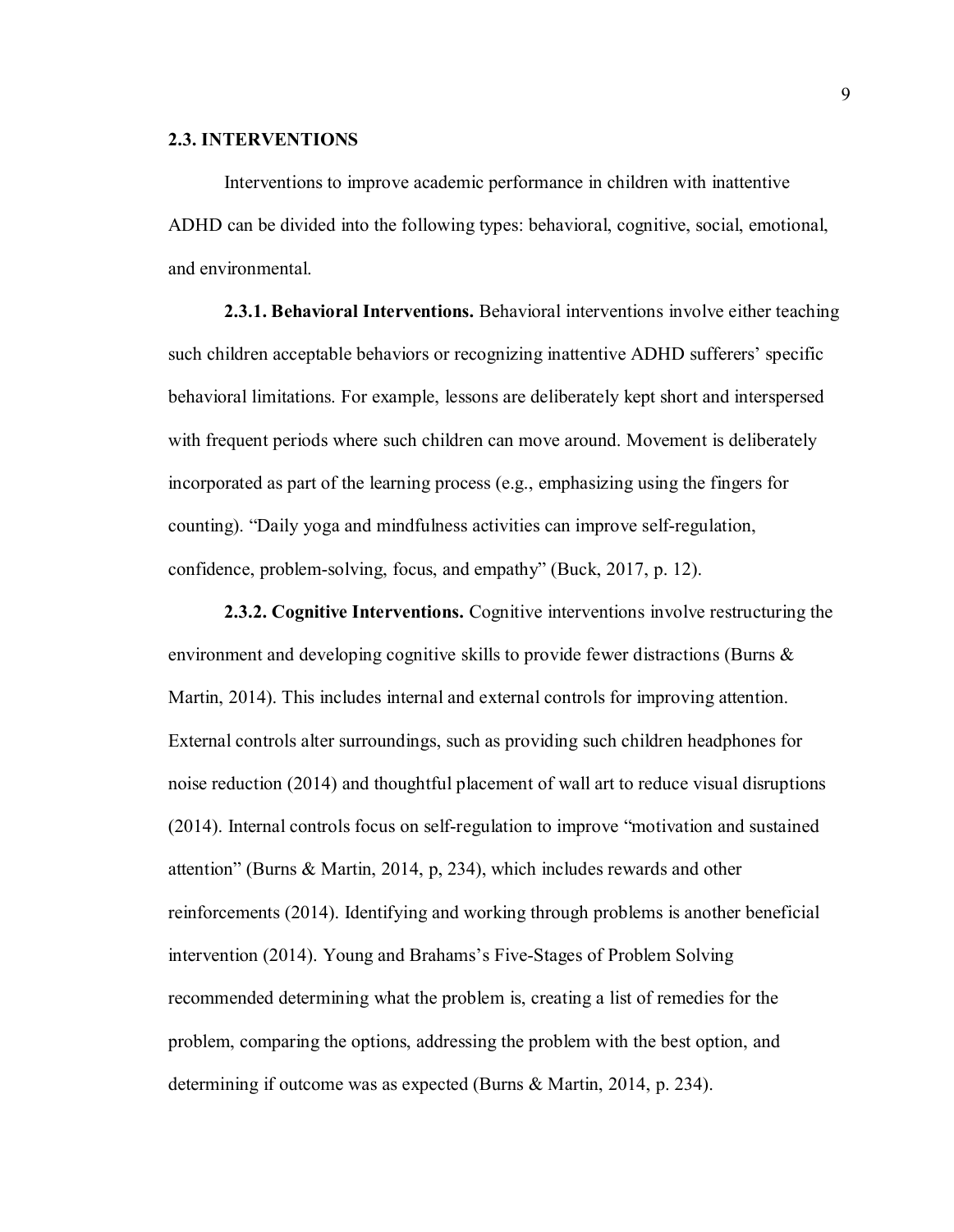## 2.3. INTERVENTIONS

Interventions to improve academic performance in children with inattentive ADHD can be divided into the following types: behavioral, cognitive, social, emotional, and environmental.

### 2.3.1. Behavioral Interventions.

Behavioral interventions involve either teaching such children acceptable behaviors or recognizing inattentive ADHD sufferers' specific behavioral limitations. For example, lessons are deliberately kept short and interspersed with frequent periods where such children can move around. Movement is deliberately incorporated as part of the learning process (e.g., emphasizing using the fingers for counting). "Daily yoga and mindfulness activities can improve self-regulation, confidence, problem-solving, focus, and empathy" (Buck, 2017, p. 12).

### 2.3.2. Cognitive Interventions.

Cognitive interventions involve restructuring the environment and developing cognitive skills to provide fewer distractions (Burns & Martin, 2014). This includes internal and external controls for improving attention. External controls alter surroundings, such as providing such children headphones for noise reduction (2014) and thoughtful placement of wall art to reduce visual disruptions (2014). Internal controls focus on self-regulation to improve "motivation and sustained attention" (Burns & Martin, 2014, p, 234), which includes rewards and other reinforcements (2014). Identifying and working through problems is another beneficial intervention (2014). Young and Brahams's Five-Stages of Problem Solving recommended determining what the problem is, creating a list of remedies for the problem, comparing the options, addressing the problem with the best option, and determining if outcome was as expected (Burns & Martin, 2014, p. 234).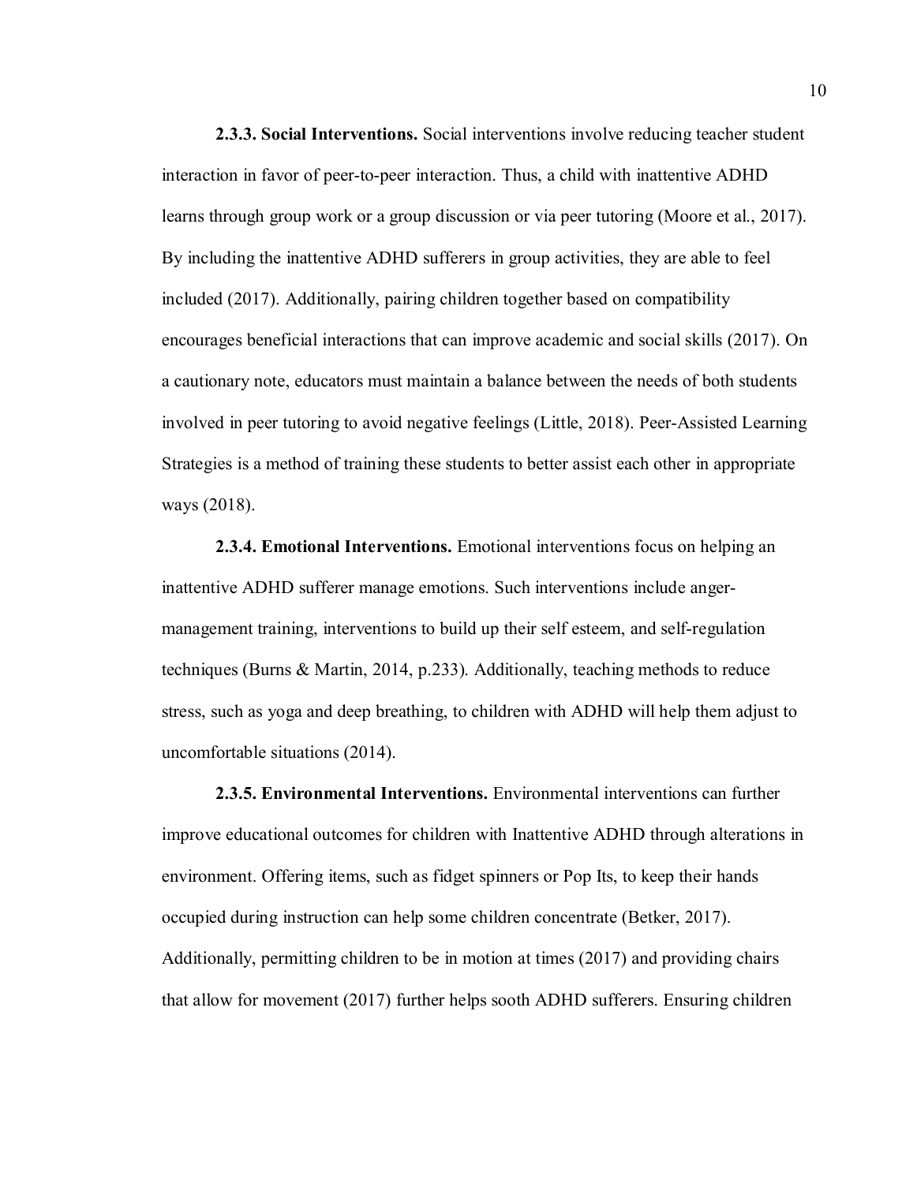**2.3.3. Social Interventions.** Social interventions involve reducing teacher student interaction in favor of peer-to-peer interaction. Thus, a child with inattentive ADHD learns through group work or a group discussion or via peer tutoring (Moore et al., 2017). By including the inattentive ADHD sufferers in group activities, they are able to feel included (2017). Additionally, pairing children together based on compatibility encourages beneficial interactions that can improve academic and social skills (2017). On a cautionary note, educators must maintain a balance between the needs of both students involved in peer tutoring to avoid negative feelings (Little, 2018). Peer-Assisted Learning Strategies is a method of training these students to better assist each other in appropriate ways (2018).

**2.3.4. Emotional Interventions.** Emotional interventions focus on helping an inattentive ADHD sufferer manage emotions. Such interventions include anger-management training, interventions to build up their self esteem, and self-regulation techniques (Burns & Martin, 2014, p.233). Additionally, teaching methods to reduce stress, such as yoga and deep breathing, to children with ADHD will help them adjust to uncomfortable situations (2014).

**2.3.5. Environmental Interventions.** Environmental interventions can further improve educational outcomes for children with Inattentive ADHD through alterations in environment. Offering items, such as fidget spinners or Pop Its, to keep their hands occupied during instruction can help some children concentrate (Betker, 2017). Additionally, permitting children to be in motion at times (2017) and providing chairs that allow for movement (2017) further helps sooth ADHD sufferers. Ensuring children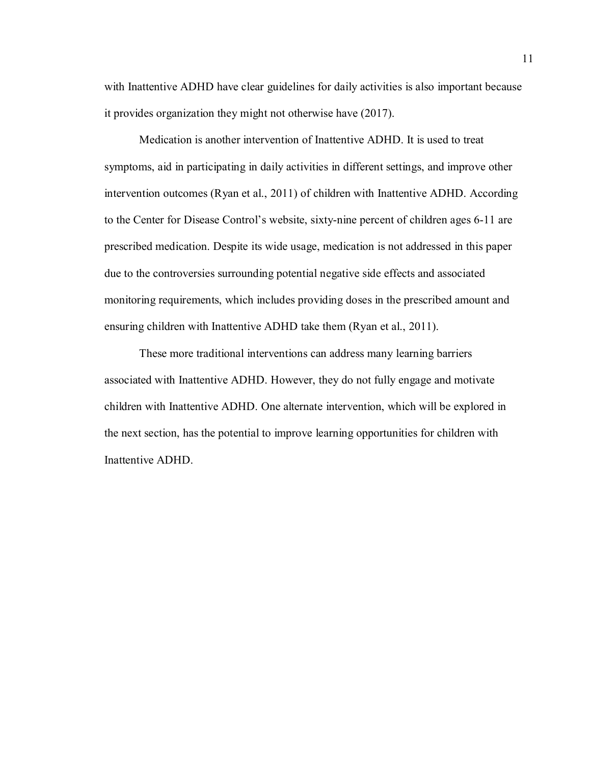with Inattentive ADHD have clear guidelines for daily activities is also important because it provides organization they might not otherwise have (2017).

Medication is another intervention of Inattentive ADHD. It is used to treat symptoms, aid in participating in daily activities in different settings, and improve other intervention outcomes (Ryan et al., 2011) of children with Inattentive ADHD. According to the Center for Disease Control's website, sixty-nine percent of children ages 6-11 are prescribed medication. Despite its wide usage, medication is not addressed in this paper due to the controversies surrounding potential negative side effects and associated monitoring requirements, which includes providing doses in the prescribed amount and ensuring children with Inattentive ADHD take them (Ryan et al., 2011).

These more traditional interventions can address many learning barriers associated with Inattentive ADHD. However, they do not fully engage and motivate children with Inattentive ADHD. One alternate intervention, which will be explored in the next section, has the potential to improve learning opportunities for children with Inattentive ADHD.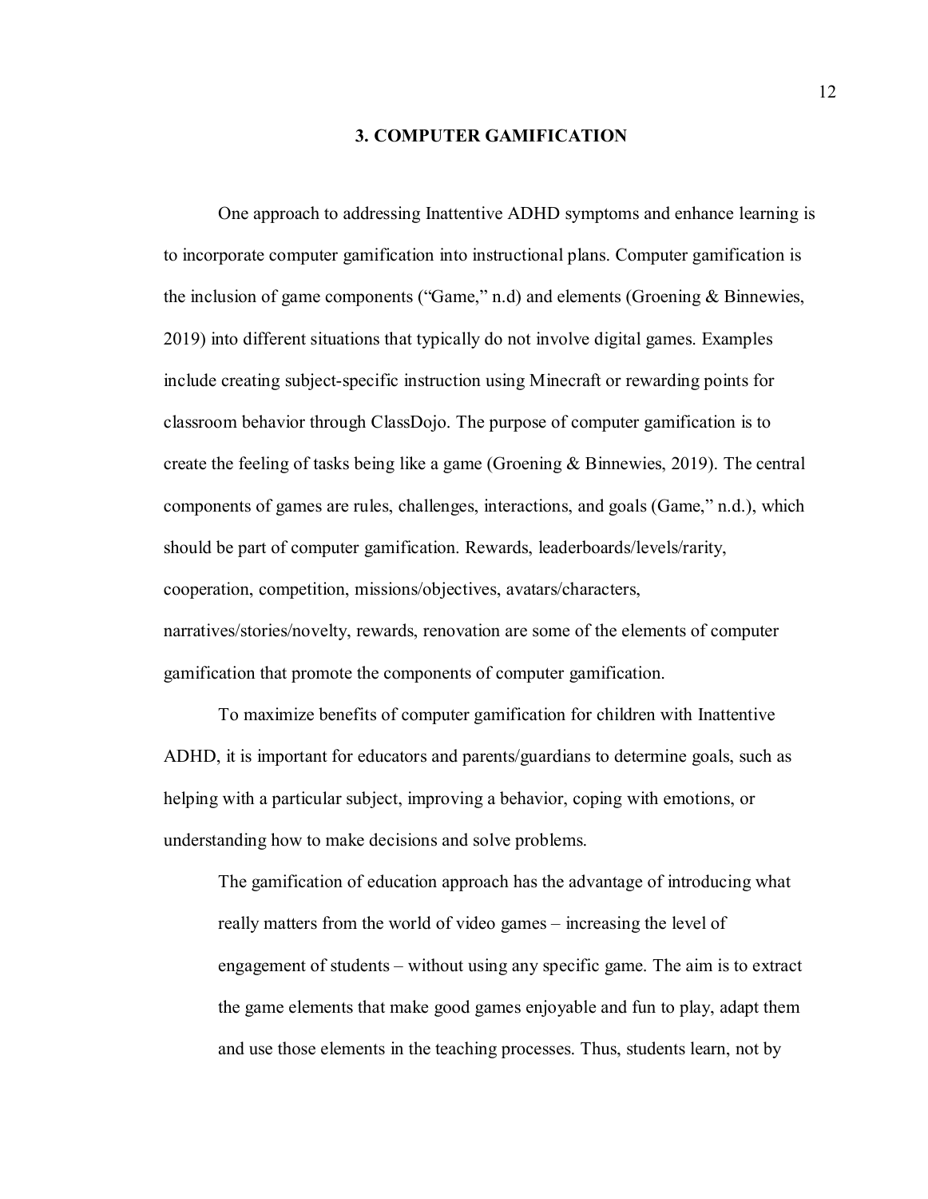# 3. COMPUTER GAMIFICATION

One approach to addressing Inattentive ADHD symptoms and enhance learning is to incorporate computer gamification into instructional plans. Computer gamification is the inclusion of game components ("Game," n.d) and elements (Groening & Binnewies, 2019) into different situations that typically do not involve digital games. Examples include creating subject-specific instruction using Minecraft or rewarding points for classroom behavior through ClassDojo. The purpose of computer gamification is to create the feeling of tasks being like a game (Groening & Binnewies, 2019). The central components of games are rules, challenges, interactions, and goals (Game," n.d.), which should be part of computer gamification. Rewards, leaderboards/levels/rarity, cooperation, competition, missions/objectives, avatars/characters, narratives/stories/novelty, rewards, renovation are some of the elements of computer gamification that promote the components of computer gamification.

To maximize benefits of computer gamification for children with Inattentive ADHD, it is important for educators and parents/guardians to determine goals, such as helping with a particular subject, improving a behavior, coping with emotions, or understanding how to make decisions and solve problems.

> The gamification of education approach has the advantage of introducing what really matters from the world of video games – increasing the level of engagement of students – without using any specific game. The aim is to extract the game elements that make good games enjoyable and fun to play, adapt them and use those elements in the teaching processes. Thus, students learn, not by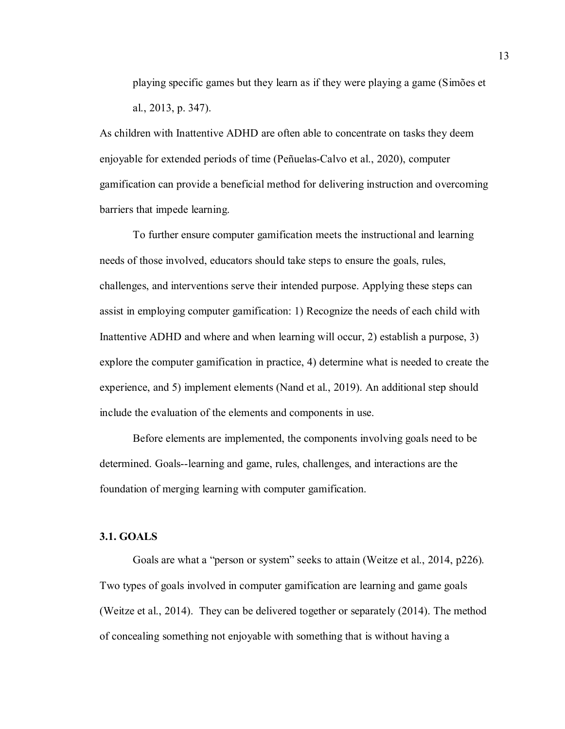> playing specific games but they learn as if they were playing a game (Simões et al., 2013, p. 347).

As children with Inattentive ADHD are often able to concentrate on tasks they deem enjoyable for extended periods of time (Peñuelas-Calvo et al., 2020), computer gamification can provide a beneficial method for delivering instruction and overcoming barriers that impede learning.

To further ensure computer gamification meets the instructional and learning needs of those involved, educators should take steps to ensure the goals, rules, challenges, and interventions serve their intended purpose. Applying these steps can assist in employing computer gamification: 1) Recognize the needs of each child with Inattentive ADHD and where and when learning will occur, 2) establish a purpose, 3) explore the computer gamification in practice, 4) determine what is needed to create the experience, and 5) implement elements (Nand et al., 2019). An additional step should include the evaluation of the elements and components in use.

Before elements are implemented, the components involving goals need to be determined. Goals--learning and game, rules, challenges, and interactions are the foundation of merging learning with computer gamification.

### 3.1. GOALS

Goals are what a "person or system" seeks to attain (Weitze et al., 2014, p226). Two types of goals involved in computer gamification are learning and game goals (Weitze et al., 2014). They can be delivered together or separately (2014). The method of concealing something not enjoyable with something that is without having a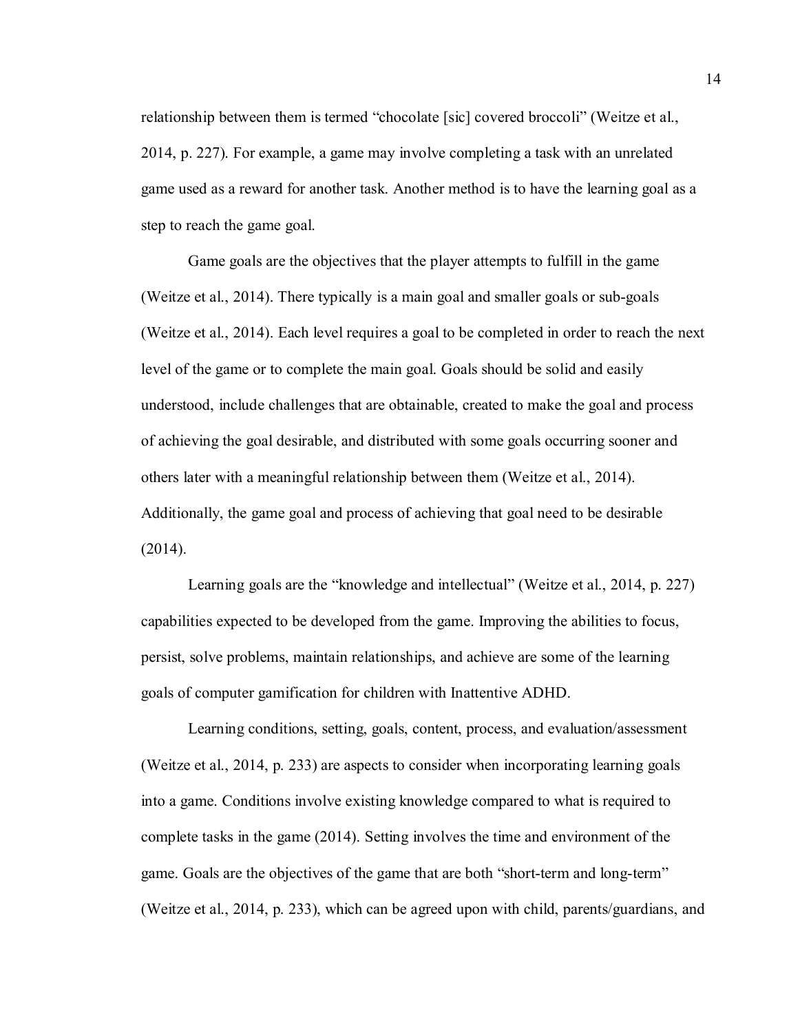relationship between them is termed “chocolate [sic] covered broccoli” (Weitze et al., 2014, p. 227). For example, a game may involve completing a task with an unrelated game used as a reward for another task. Another method is to have the learning goal as a step to reach the game goal.

Game goals are the objectives that the player attempts to fulfill in the game (Weitze et al., 2014). There typically is a main goal and smaller goals or sub-goals (Weitze et al., 2014). Each level requires a goal to be completed in order to reach the next level of the game or to complete the main goal. Goals should be solid and easily understood, include challenges that are obtainable, created to make the goal and process of achieving the goal desirable, and distributed with some goals occurring sooner and others later with a meaningful relationship between them (Weitze et al., 2014). Additionally, the game goal and process of achieving that goal need to be desirable (2014).

Learning goals are the “knowledge and intellectual” (Weitze et al., 2014, p. 227) capabilities expected to be developed from the game. Improving the abilities to focus, persist, solve problems, maintain relationships, and achieve are some of the learning goals of computer gamification for children with Inattentive ADHD.

Learning conditions, setting, goals, content, process, and evaluation/assessment (Weitze et al., 2014, p. 233) are aspects to consider when incorporating learning goals into a game. Conditions involve existing knowledge compared to what is required to complete tasks in the game (2014). Setting involves the time and environment of the game. Goals are the objectives of the game that are both “short-term and long-term” (Weitze et al., 2014, p. 233), which can be agreed upon with child, parents/guardians, and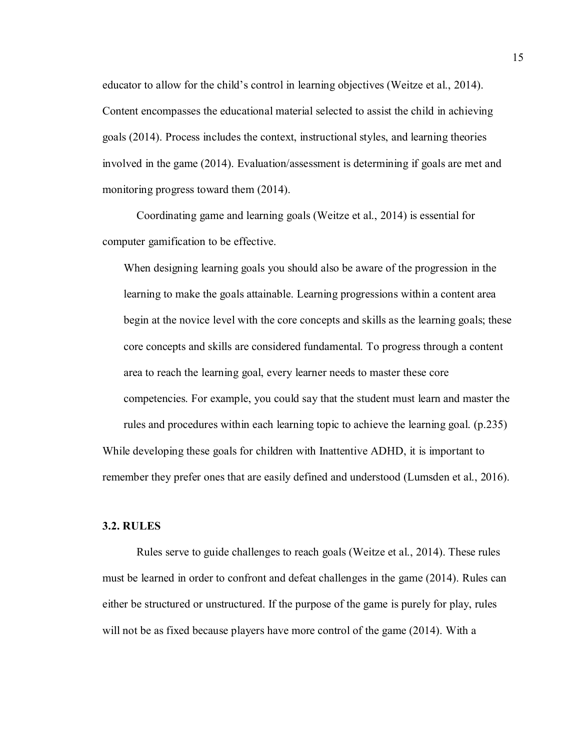educator to allow for the child's control in learning objectives (Weitze et al., 2014). Content encompasses the educational material selected to assist the child in achieving goals (2014). Process includes the context, instructional styles, and learning theories involved in the game (2014). Evaluation/assessment is determining if goals are met and monitoring progress toward them (2014).

Coordinating game and learning goals (Weitze et al., 2014) is essential for computer gamification to be effective.

> When designing learning goals you should also be aware of the progression in the learning to make the goals attainable. Learning progressions within a content area begin at the novice level with the core concepts and skills as the learning goals; these core concepts and skills are considered fundamental. To progress through a content area to reach the learning goal, every learner needs to master these core competencies. For example, you could say that the student must learn and master the rules and procedures within each learning topic to achieve the learning goal. (p.235)

While developing these goals for children with Inattentive ADHD, it is important to remember they prefer ones that are easily defined and understood (Lumsden et al., 2016).

### 3.2. RULES

Rules serve to guide challenges to reach goals (Weitze et al., 2014). These rules must be learned in order to confront and defeat challenges in the game (2014). Rules can either be structured or unstructured. If the purpose of the game is purely for play, rules will not be as fixed because players have more control of the game (2014). With a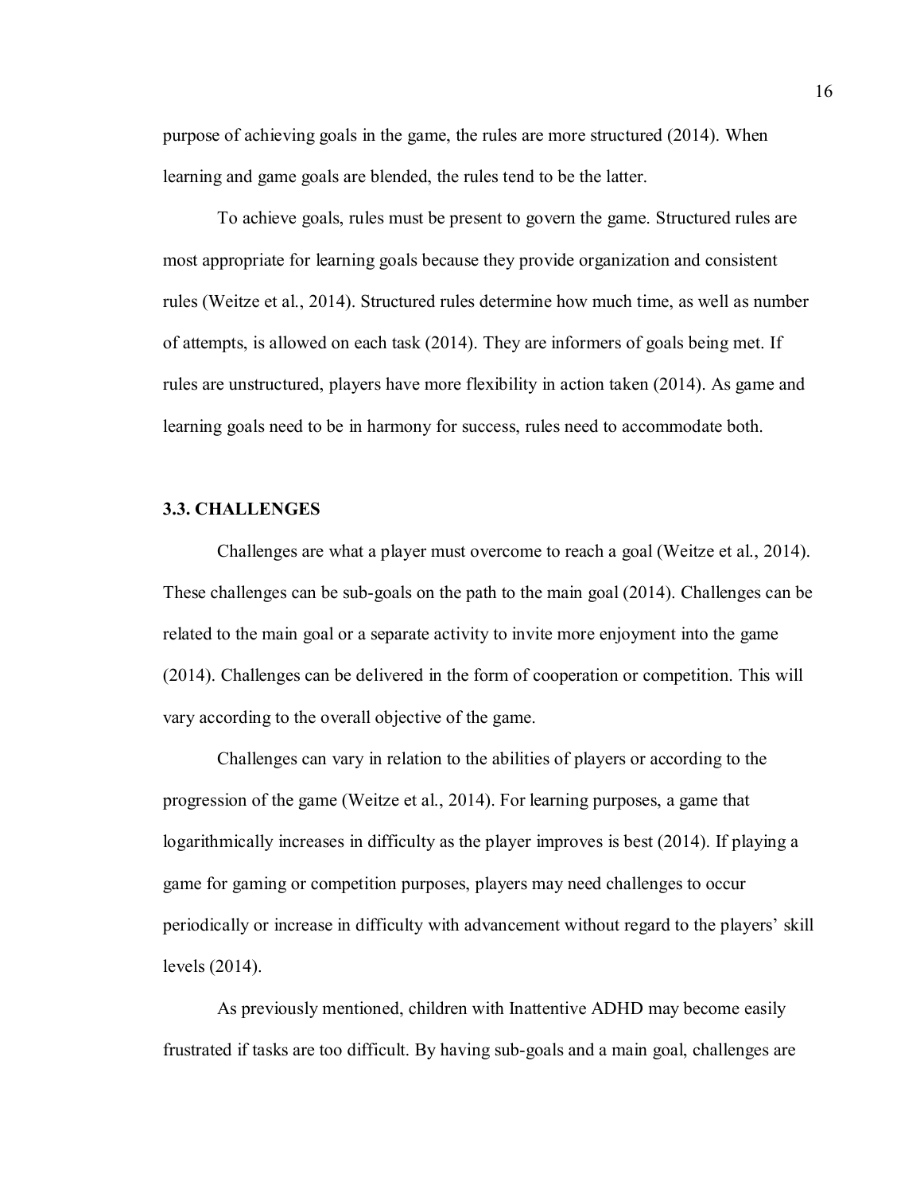purpose of achieving goals in the game, the rules are more structured (2014). When learning and game goals are blended, the rules tend to be the latter.

To achieve goals, rules must be present to govern the game. Structured rules are most appropriate for learning goals because they provide organization and consistent rules (Weitze et al., 2014). Structured rules determine how much time, as well as number of attempts, is allowed on each task (2014). They are informers of goals being met. If rules are unstructured, players have more flexibility in action taken (2014). As game and learning goals need to be in harmony for success, rules need to accommodate both.

### 3.3. CHALLENGES

Challenges are what a player must overcome to reach a goal (Weitze et al., 2014). These challenges can be sub-goals on the path to the main goal (2014). Challenges can be related to the main goal or a separate activity to invite more enjoyment into the game (2014). Challenges can be delivered in the form of cooperation or competition. This will vary according to the overall objective of the game.

Challenges can vary in relation to the abilities of players or according to the progression of the game (Weitze et al., 2014). For learning purposes, a game that logarithmically increases in difficulty as the player improves is best (2014). If playing a game for gaming or competition purposes, players may need challenges to occur periodically or increase in difficulty with advancement without regard to the players' skill levels (2014).

As previously mentioned, children with Inattentive ADHD may become easily frustrated if tasks are too difficult. By having sub-goals and a main goal, challenges are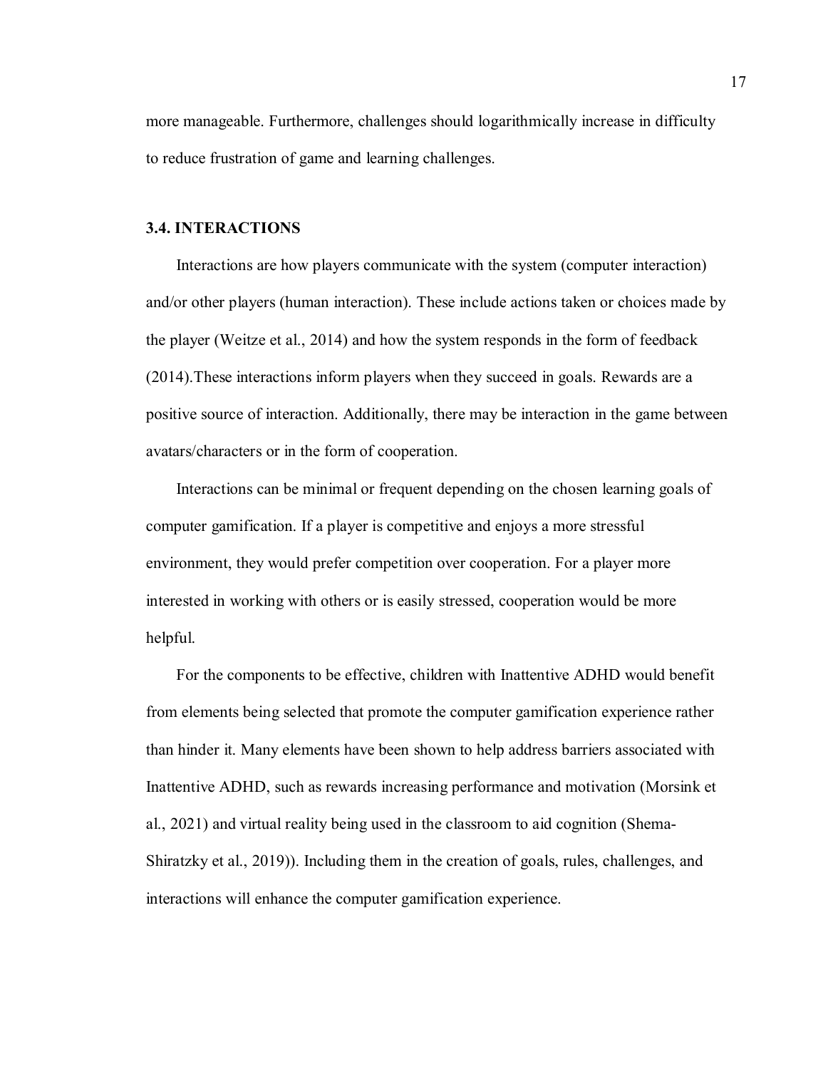more manageable. Furthermore, challenges should logarithmically increase in difficulty to reduce frustration of game and learning challenges.

### 3.4. INTERACTIONS

Interactions are how players communicate with the system (computer interaction) and/or other players (human interaction). These include actions taken or choices made by the player (Weitze et al., 2014) and how the system responds in the form of feedback (2014).These interactions inform players when they succeed in goals. Rewards are a positive source of interaction. Additionally, there may be interaction in the game between avatars/characters or in the form of cooperation.

Interactions can be minimal or frequent depending on the chosen learning goals of computer gamification. If a player is competitive and enjoys a more stressful environment, they would prefer competition over cooperation. For a player more interested in working with others or is easily stressed, cooperation would be more helpful.

For the components to be effective, children with Inattentive ADHD would benefit from elements being selected that promote the computer gamification experience rather than hinder it. Many elements have been shown to help address barriers associated with Inattentive ADHD, such as rewards increasing performance and motivation (Morsink et al., 2021) and virtual reality being used in the classroom to aid cognition (Shema-Shiratzky et al., 2019)). Including them in the creation of goals, rules, challenges, and interactions will enhance the computer gamification experience.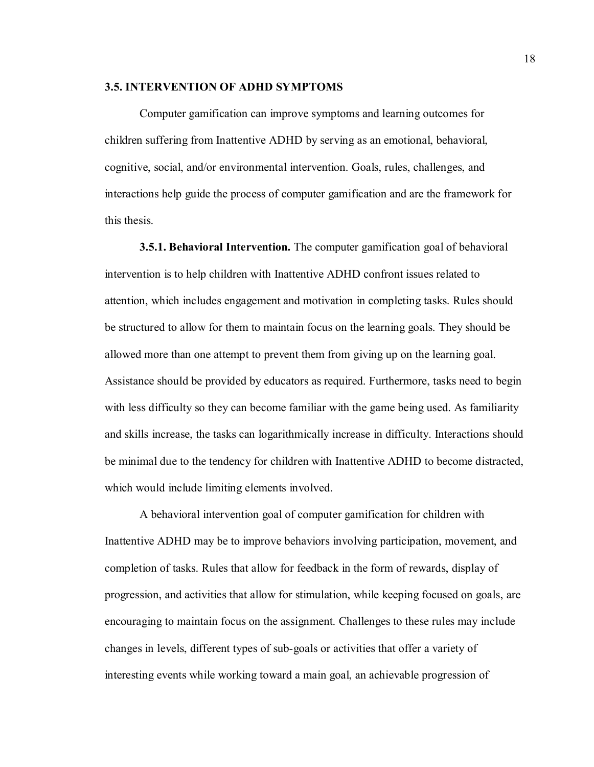### 3.5. INTERVENTION OF ADHD SYMPTOMS

Computer gamification can improve symptoms and learning outcomes for children suffering from Inattentive ADHD by serving as an emotional, behavioral, cognitive, social, and/or environmental intervention. Goals, rules, challenges, and interactions help guide the process of computer gamification and are the framework for this thesis.

**3.5.1. Behavioral Intervention.** The computer gamification goal of behavioral intervention is to help children with Inattentive ADHD confront issues related to attention, which includes engagement and motivation in completing tasks. Rules should be structured to allow for them to maintain focus on the learning goals. They should be allowed more than one attempt to prevent them from giving up on the learning goal. Assistance should be provided by educators as required. Furthermore, tasks need to begin with less difficulty so they can become familiar with the game being used. As familiarity and skills increase, the tasks can logarithmically increase in difficulty. Interactions should be minimal due to the tendency for children with Inattentive ADHD to become distracted, which would include limiting elements involved.

A behavioral intervention goal of computer gamification for children with Inattentive ADHD may be to improve behaviors involving participation, movement, and completion of tasks. Rules that allow for feedback in the form of rewards, display of progression, and activities that allow for stimulation, while keeping focused on goals, are encouraging to maintain focus on the assignment. Challenges to these rules may include changes in levels, different types of sub-goals or activities that offer a variety of interesting events while working toward a main goal, an achievable progression of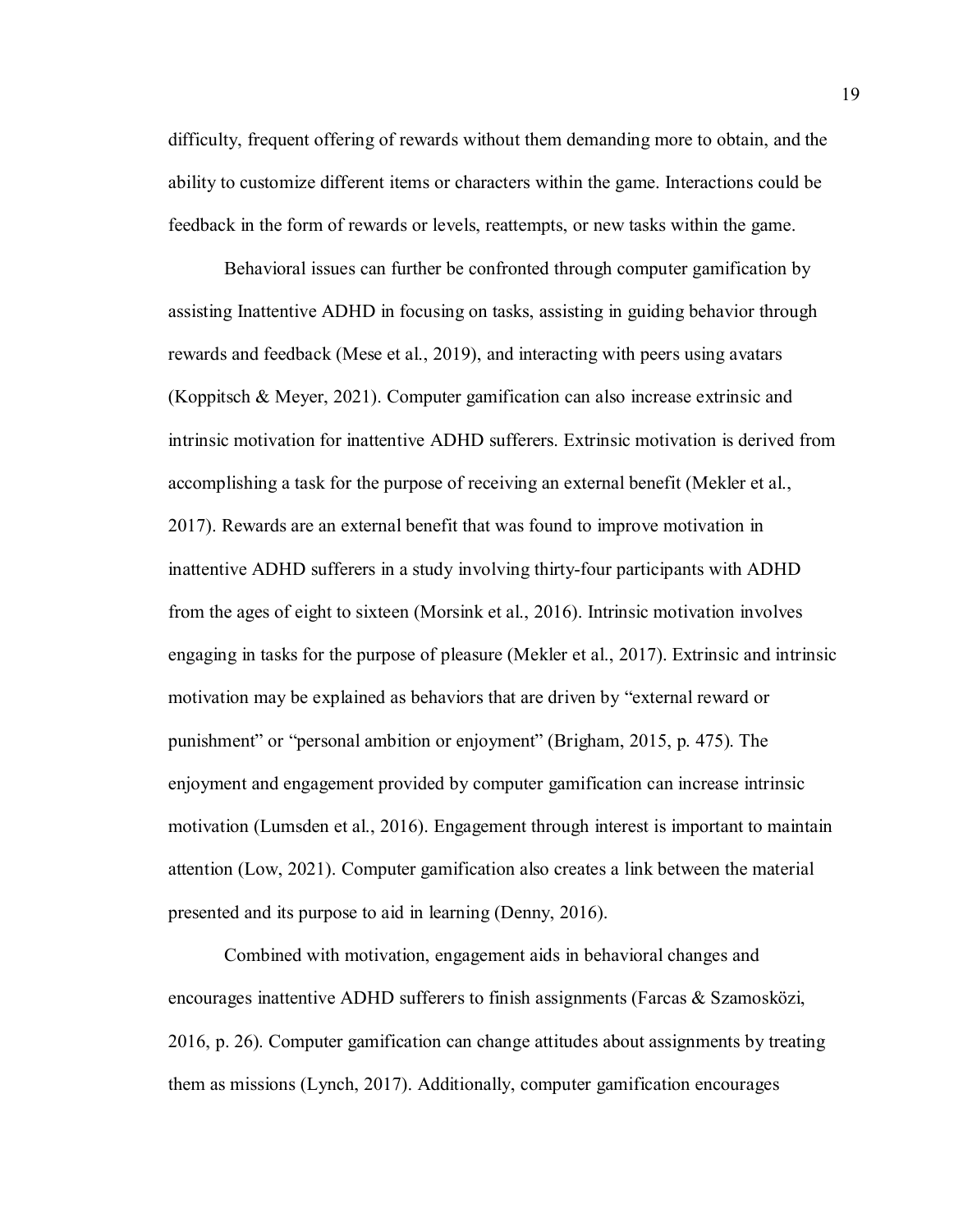difficulty, frequent offering of rewards without them demanding more to obtain, and the ability to customize different items or characters within the game. Interactions could be feedback in the form of rewards or levels, reattempts, or new tasks within the game.

Behavioral issues can further be confronted through computer gamification by assisting Inattentive ADHD in focusing on tasks, assisting in guiding behavior through rewards and feedback (Mese et al., 2019), and interacting with peers using avatars (Koppitsch & Meyer, 2021). Computer gamification can also increase extrinsic and intrinsic motivation for inattentive ADHD sufferers. Extrinsic motivation is derived from accomplishing a task for the purpose of receiving an external benefit (Mekler et al., 2017). Rewards are an external benefit that was found to improve motivation in inattentive ADHD sufferers in a study involving thirty-four participants with ADHD from the ages of eight to sixteen (Morsink et al., 2016). Intrinsic motivation involves engaging in tasks for the purpose of pleasure (Mekler et al., 2017). Extrinsic and intrinsic motivation may be explained as behaviors that are driven by "external reward or punishment" or "personal ambition or enjoyment" (Brigham, 2015, p. 475). The enjoyment and engagement provided by computer gamification can increase intrinsic motivation (Lumsden et al., 2016). Engagement through interest is important to maintain attention (Low, 2021). Computer gamification also creates a link between the material presented and its purpose to aid in learning (Denny, 2016).

Combined with motivation, engagement aids in behavioral changes and encourages inattentive ADHD sufferers to finish assignments (Farcas & Szamosközi, 2016, p. 26). Computer gamification can change attitudes about assignments by treating them as missions (Lynch, 2017). Additionally, computer gamification encourages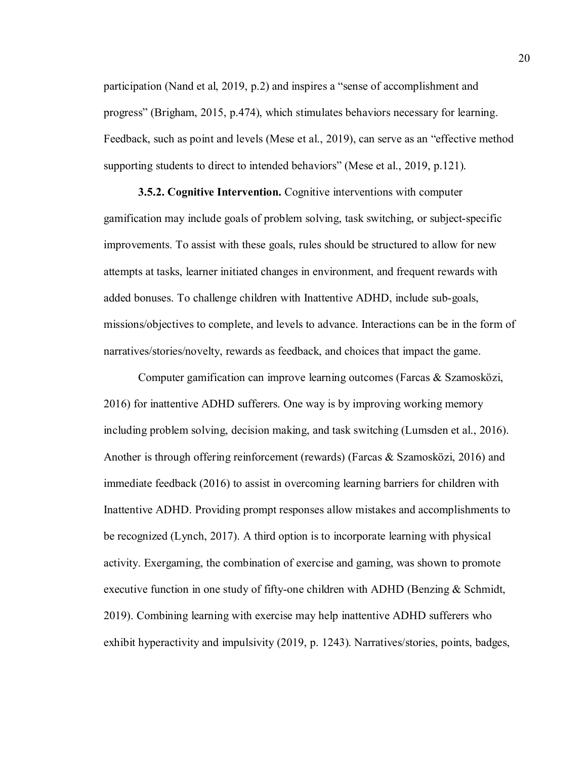participation (Nand et al, 2019, p.2) and inspires a "sense of accomplishment and progress" (Brigham, 2015, p.474), which stimulates behaviors necessary for learning. Feedback, such as point and levels (Mese et al., 2019), can serve as an "effective method supporting students to direct to intended behaviors" (Mese et al., 2019, p.121).

**3.5.2. Cognitive Intervention.** Cognitive interventions with computer gamification may include goals of problem solving, task switching, or subject-specific improvements. To assist with these goals, rules should be structured to allow for new attempts at tasks, learner initiated changes in environment, and frequent rewards with added bonuses. To challenge children with Inattentive ADHD, include sub-goals, missions/objectives to complete, and levels to advance. Interactions can be in the form of narratives/stories/novelty, rewards as feedback, and choices that impact the game.

Computer gamification can improve learning outcomes (Farcas & Szamosközi, 2016) for inattentive ADHD sufferers. One way is by improving working memory including problem solving, decision making, and task switching (Lumsden et al., 2016). Another is through offering reinforcement (rewards) (Farcas & Szamosközi, 2016) and immediate feedback (2016) to assist in overcoming learning barriers for children with Inattentive ADHD. Providing prompt responses allow mistakes and accomplishments to be recognized (Lynch, 2017). A third option is to incorporate learning with physical activity. Exergaming, the combination of exercise and gaming, was shown to promote executive function in one study of fifty-one children with ADHD (Benzing & Schmidt, 2019). Combining learning with exercise may help inattentive ADHD sufferers who exhibit hyperactivity and impulsivity (2019, p. 1243). Narratives/stories, points, badges,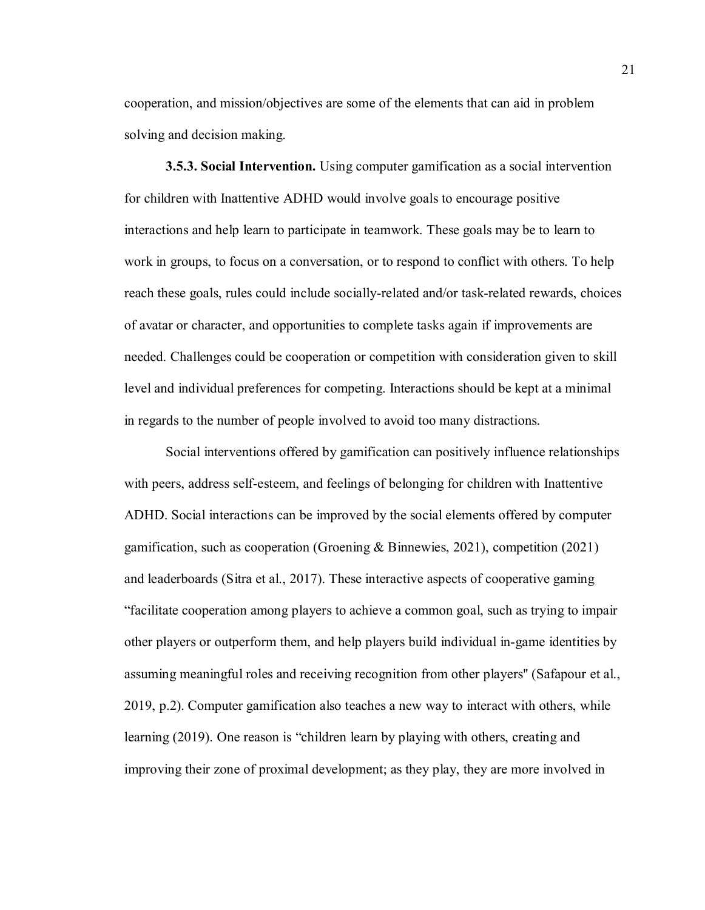cooperation, and mission/objectives are some of the elements that can aid in problem solving and decision making.

**3.5.3. Social Intervention.** Using computer gamification as a social intervention for children with Inattentive ADHD would involve goals to encourage positive interactions and help learn to participate in teamwork. These goals may be to learn to work in groups, to focus on a conversation, or to respond to conflict with others. To help reach these goals, rules could include socially-related and/or task-related rewards, choices of avatar or character, and opportunities to complete tasks again if improvements are needed. Challenges could be cooperation or competition with consideration given to skill level and individual preferences for competing. Interactions should be kept at a minimal in regards to the number of people involved to avoid too many distractions.

Social interventions offered by gamification can positively influence relationships with peers, address self-esteem, and feelings of belonging for children with Inattentive ADHD. Social interactions can be improved by the social elements offered by computer gamification, such as cooperation (Groening & Binnewies, 2021), competition (2021) and leaderboards (Sitra et al., 2017). These interactive aspects of cooperative gaming "facilitate cooperation among players to achieve a common goal, such as trying to impair other players or outperform them, and help players build individual in-game identities by assuming meaningful roles and receiving recognition from other players" (Safapour et al., 2019, p.2). Computer gamification also teaches a new way to interact with others, while learning (2019). One reason is "children learn by playing with others, creating and improving their zone of proximal development; as they play, they are more involved in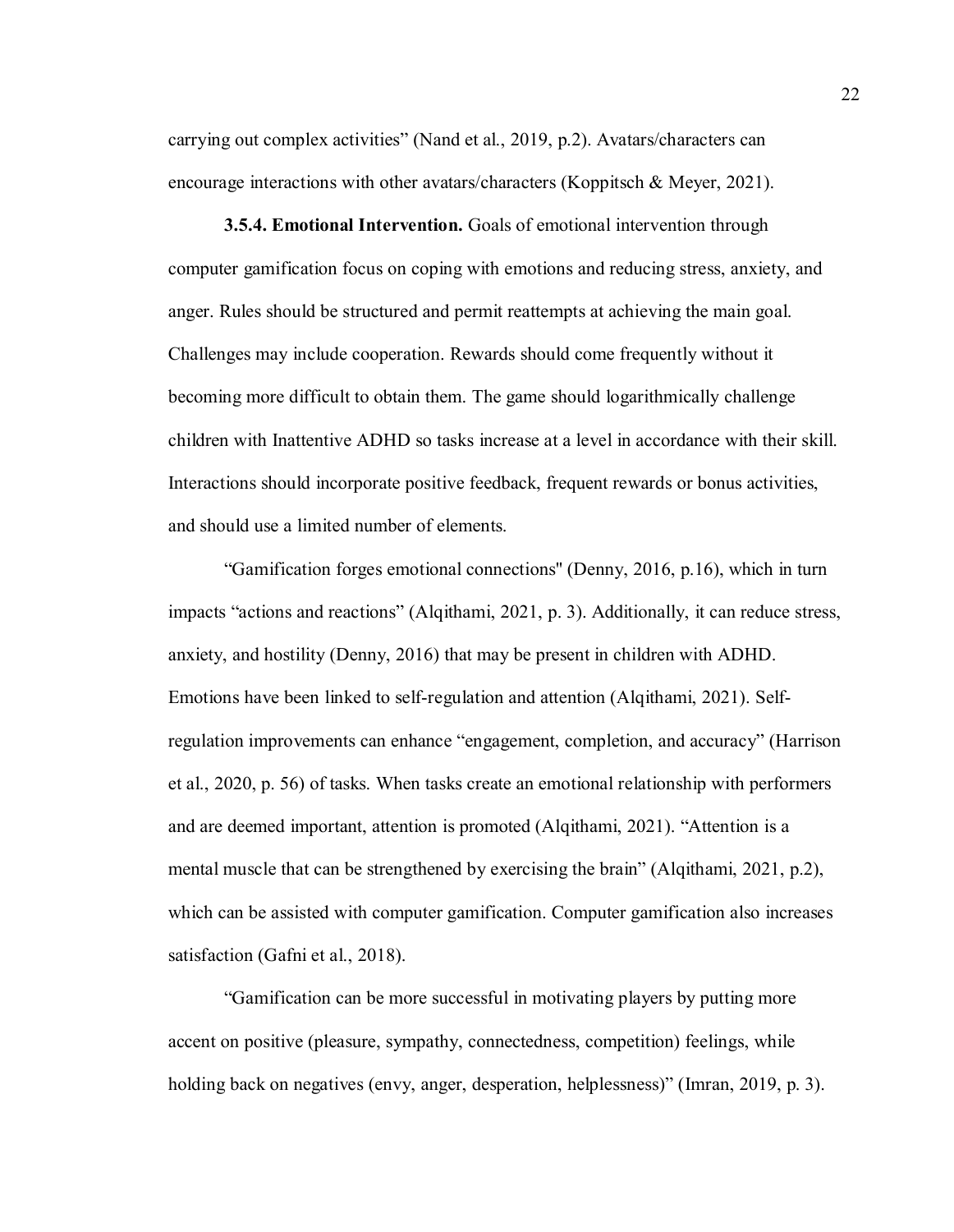carrying out complex activities" (Nand et al., 2019, p.2). Avatars/characters can encourage interactions with other avatars/characters (Koppitsch & Meyer, 2021).

**3.5.4. Emotional Intervention.** Goals of emotional intervention through computer gamification focus on coping with emotions and reducing stress, anxiety, and anger. Rules should be structured and permit reattempts at achieving the main goal. Challenges may include cooperation. Rewards should come frequently without it becoming more difficult to obtain them. The game should logarithmically challenge children with Inattentive ADHD so tasks increase at a level in accordance with their skill. Interactions should incorporate positive feedback, frequent rewards or bonus activities, and should use a limited number of elements.

"Gamification forges emotional connections" (Denny, 2016, p.16), which in turn impacts "actions and reactions" (Alqithami, 2021, p. 3). Additionally, it can reduce stress, anxiety, and hostility (Denny, 2016) that may be present in children with ADHD. Emotions have been linked to self-regulation and attention (Alqithami, 2021). Self-regulation improvements can enhance "engagement, completion, and accuracy" (Harrison et al., 2020, p. 56) of tasks. When tasks create an emotional relationship with performers and are deemed important, attention is promoted (Alqithami, 2021). "Attention is a mental muscle that can be strengthened by exercising the brain" (Alqithami, 2021, p.2), which can be assisted with computer gamification. Computer gamification also increases satisfaction (Gafni et al., 2018).

"Gamification can be more successful in motivating players by putting more accent on positive (pleasure, sympathy, connectedness, competition) feelings, while holding back on negatives (envy, anger, desperation, helplessness)" (Imran, 2019, p. 3).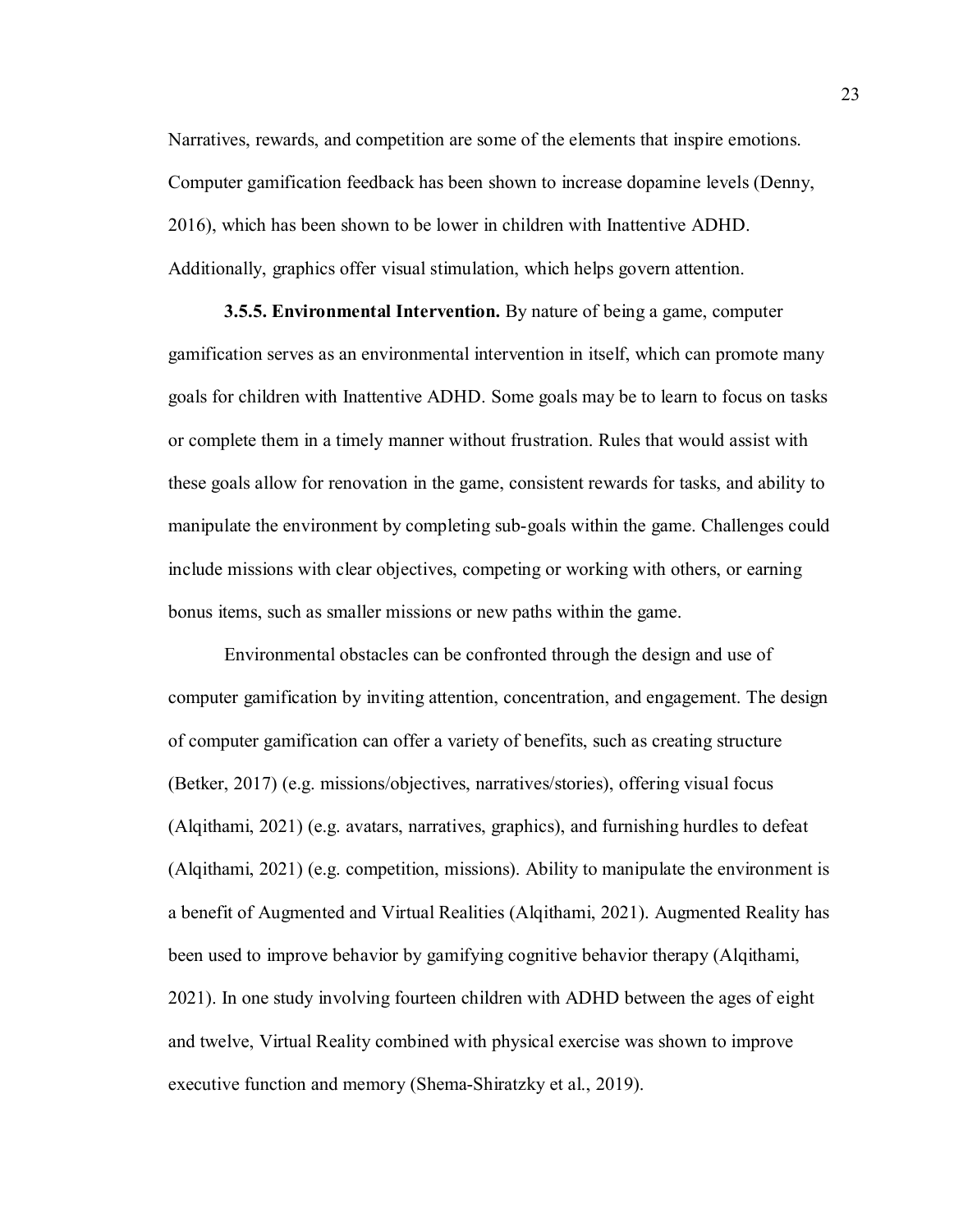Narratives, rewards, and competition are some of the elements that inspire emotions. Computer gamification feedback has been shown to increase dopamine levels (Denny, 2016), which has been shown to be lower in children with Inattentive ADHD. Additionally, graphics offer visual stimulation, which helps govern attention.

**3.5.5. Environmental Intervention.** By nature of being a game, computer gamification serves as an environmental intervention in itself, which can promote many goals for children with Inattentive ADHD. Some goals may be to learn to focus on tasks or complete them in a timely manner without frustration. Rules that would assist with these goals allow for renovation in the game, consistent rewards for tasks, and ability to manipulate the environment by completing sub-goals within the game. Challenges could include missions with clear objectives, competing or working with others, or earning bonus items, such as smaller missions or new paths within the game.

Environmental obstacles can be confronted through the design and use of computer gamification by inviting attention, concentration, and engagement. The design of computer gamification can offer a variety of benefits, such as creating structure (Betker, 2017) (e.g. missions/objectives, narratives/stories), offering visual focus (Alqithami, 2021) (e.g. avatars, narratives, graphics), and furnishing hurdles to defeat (Alqithami, 2021) (e.g. competition, missions). Ability to manipulate the environment is a benefit of Augmented and Virtual Realities (Alqithami, 2021). Augmented Reality has been used to improve behavior by gamifying cognitive behavior therapy (Alqithami, 2021). In one study involving fourteen children with ADHD between the ages of eight and twelve, Virtual Reality combined with physical exercise was shown to improve executive function and memory (Shema-Shiratzky et al., 2019).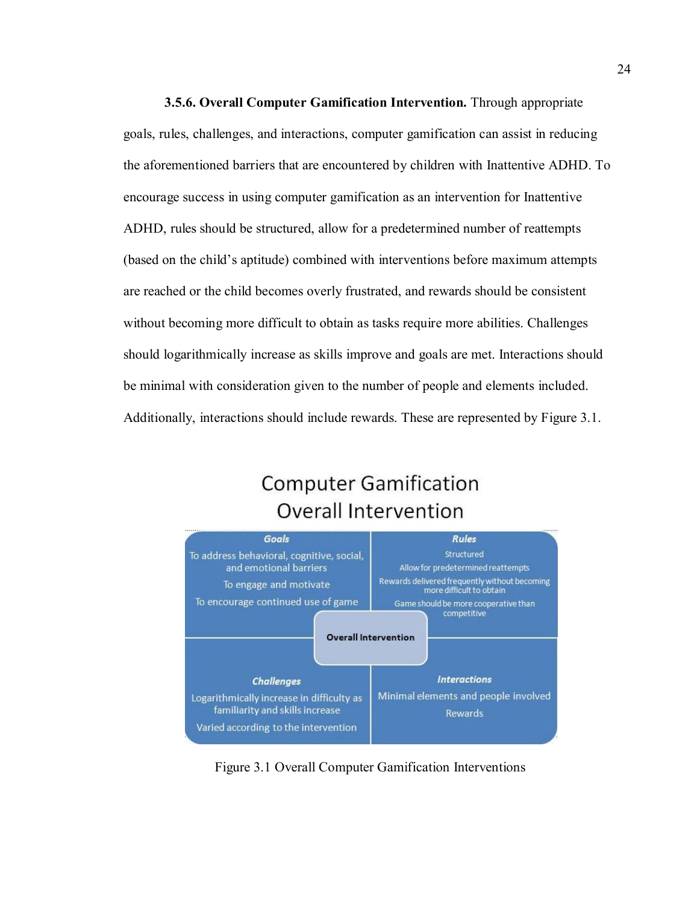**3.5.6. Overall Computer Gamification Intervention.** Through appropriate goals, rules, challenges, and interactions, computer gamification can assist in reducing the aforementioned barriers that are encountered by children with Inattentive ADHD. To encourage success in using computer gamification as an intervention for Inattentive ADHD, rules should be structured, allow for a predetermined number of reattempts (based on the child's aptitude) combined with interventions before maximum attempts are reached or the child becomes overly frustrated, and rewards should be consistent without becoming more difficult to obtain as tasks require more abilities. Challenges should logarithmically increase as skills improve and goals are met. Interactions should be minimal with consideration given to the number of people and elements included. Additionally, interactions should include rewards. These are represented by Figure 3.1.

Computer Gamification Overall Intervention

| ***Goals*** | ***Rules*** |
|---|---|
| To address behavioral, cognitive, social, and emotional barriers<br>To engage and motivate<br>To encourage continued use of game | Structured<br>Allow for predetermined reattempts<br>Rewards delivered frequently without becoming more difficult to obtain<br>Game should be more cooperative than competitive |
| ***Challenges*** | ***Interactions*** |
| Logarithmically increase in difficulty as familiarity and skills increase<br>Varied according to the intervention | Minimal elements and people involved<br>Rewards |

**Overall Intervention**

Figure 3.1 Overall Computer Gamification Interventions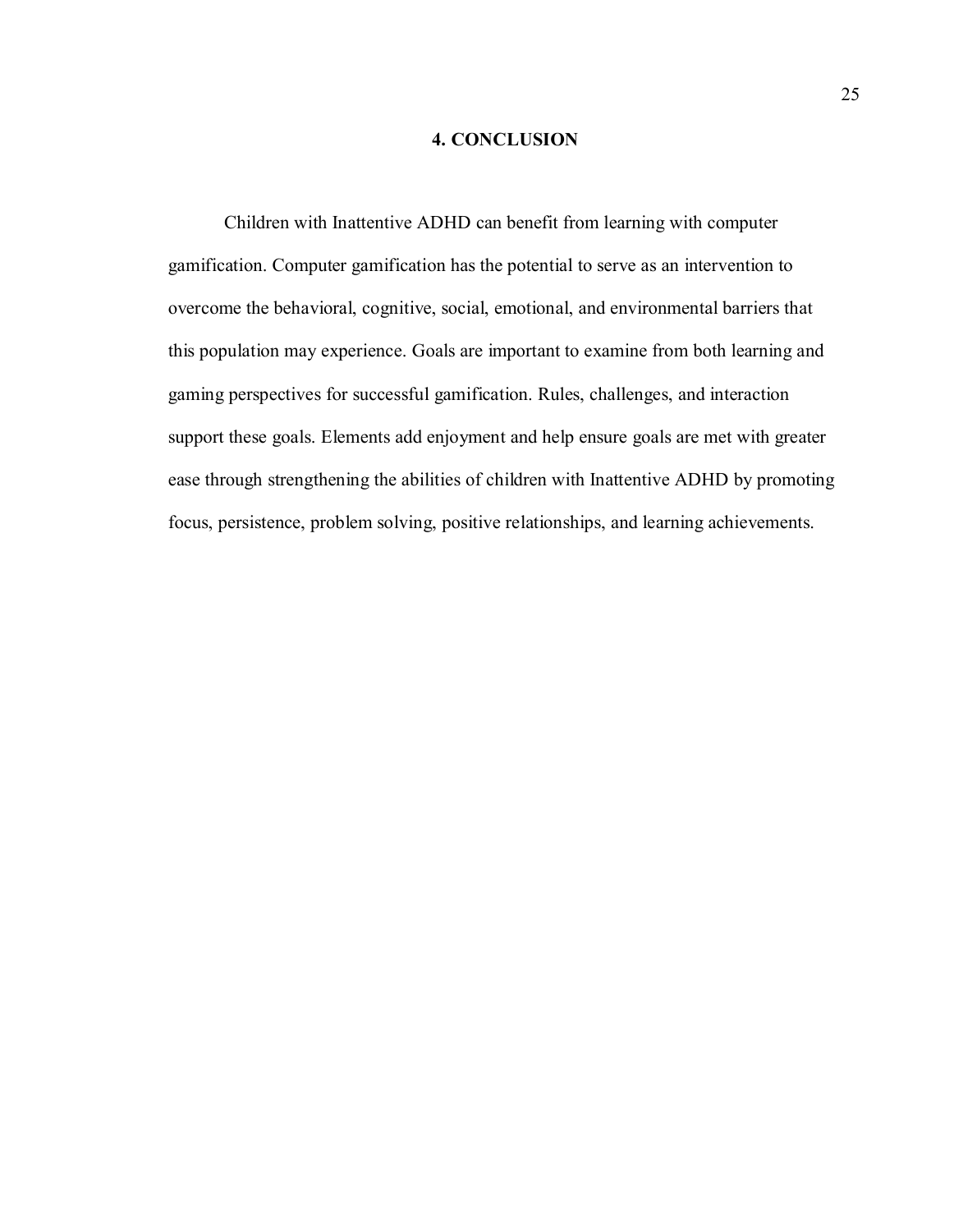# 4. CONCLUSION

Children with Inattentive ADHD can benefit from learning with computer gamification. Computer gamification has the potential to serve as an intervention to overcome the behavioral, cognitive, social, emotional, and environmental barriers that this population may experience. Goals are important to examine from both learning and gaming perspectives for successful gamification. Rules, challenges, and interaction support these goals. Elements add enjoyment and help ensure goals are met with greater ease through strengthening the abilities of children with Inattentive ADHD by promoting focus, persistence, problem solving, positive relationships, and learning achievements.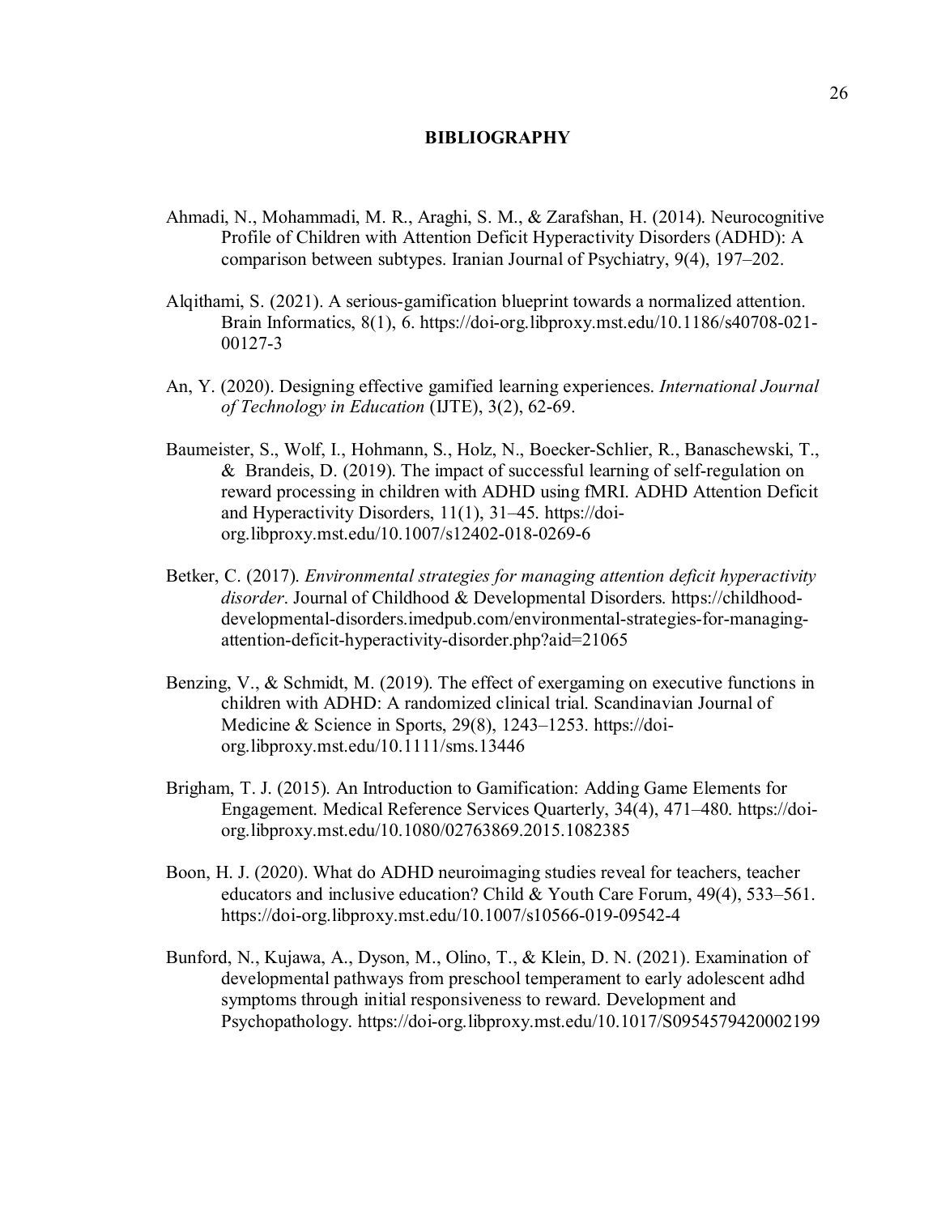# BIBLIOGRAPHY

Ahmadi, N., Mohammadi, M. R., Araghi, S. M., & Zarafshan, H. (2014). Neurocognitive Profile of Children with Attention Deficit Hyperactivity Disorders (ADHD): A comparison between subtypes. Iranian Journal of Psychiatry, 9(4), 197–202.

Alqithami, S. (2021). A serious-gamification blueprint towards a normalized attention. Brain Informatics, 8(1), 6. https://doi-org.libproxy.mst.edu/10.1186/s40708-021-00127-3

An, Y. (2020). Designing effective gamified learning experiences. *International Journal of Technology in Education* (IJTE), 3(2), 62-69.

Baumeister, S., Wolf, I., Hohmann, S., Holz, N., Boecker-Schlier, R., Banaschewski, T., & Brandeis, D. (2019). The impact of successful learning of self-regulation on reward processing in children with ADHD using fMRI. ADHD Attention Deficit and Hyperactivity Disorders, 11(1), 31–45. https://doi-org.libproxy.mst.edu/10.1007/s12402-018-0269-6

Betker, C. (2017). *Environmental strategies for managing attention deficit hyperactivity disorder*. Journal of Childhood & Developmental Disorders. https://childhood-developmental-disorders.imedpub.com/environmental-strategies-for-managing-attention-deficit-hyperactivity-disorder.php?aid=21065

Benzing, V., & Schmidt, M. (2019). The effect of exergaming on executive functions in children with ADHD: A randomized clinical trial. Scandinavian Journal of Medicine & Science in Sports, 29(8), 1243–1253. https://doi-org.libproxy.mst.edu/10.1111/sms.13446

Brigham, T. J. (2015). An Introduction to Gamification: Adding Game Elements for Engagement. Medical Reference Services Quarterly, 34(4), 471–480. https://doi-org.libproxy.mst.edu/10.1080/02763869.2015.1082385

Boon, H. J. (2020). What do ADHD neuroimaging studies reveal for teachers, teacher educators and inclusive education? Child & Youth Care Forum, 49(4), 533–561. https://doi-org.libproxy.mst.edu/10.1007/s10566-019-09542-4

Bunford, N., Kujawa, A., Dyson, M., Olino, T., & Klein, D. N. (2021). Examination of developmental pathways from preschool temperament to early adolescent adhd symptoms through initial responsiveness to reward. Development and Psychopathology. https://doi-org.libproxy.mst.edu/10.1017/S0954579420002199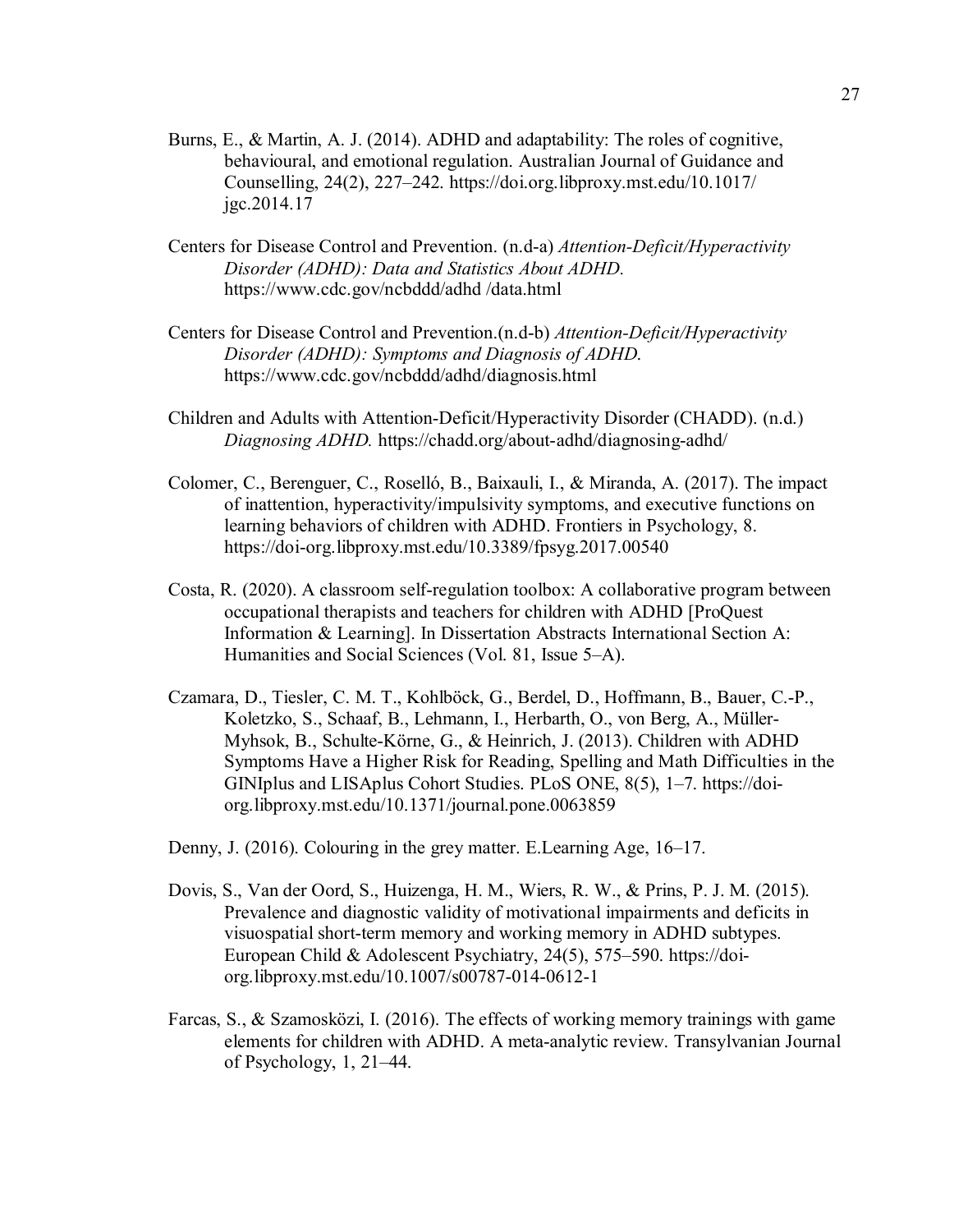Burns, E., & Martin, A. J. (2014). ADHD and adaptability: The roles of cognitive, behavioural, and emotional regulation. Australian Journal of Guidance and Counselling, 24(2), 227–242. https://doi.org.libproxy.mst.edu/10.1017/jgc.2014.17

Centers for Disease Control and Prevention. (n.d-a) *Attention-Deficit/Hyperactivity Disorder (ADHD): Data and Statistics About ADHD.* https://www.cdc.gov/ncbddd/adhd /data.html

Centers for Disease Control and Prevention.(n.d-b) *Attention-Deficit/Hyperactivity Disorder (ADHD): Symptoms and Diagnosis of ADHD.* https://www.cdc.gov/ncbddd/adhd/diagnosis.html

Children and Adults with Attention-Deficit/Hyperactivity Disorder (CHADD). (n.d.) *Diagnosing ADHD.* https://chadd.org/about-adhd/diagnosing-adhd/

Colomer, C., Berenguer, C., Roselló, B., Baixauli, I., & Miranda, A. (2017). The impact of inattention, hyperactivity/impulsivity symptoms, and executive functions on learning behaviors of children with ADHD. Frontiers in Psychology, 8. https://doi-org.libproxy.mst.edu/10.3389/fpsyg.2017.00540

Costa, R. (2020). A classroom self-regulation toolbox: A collaborative program between occupational therapists and teachers for children with ADHD [ProQuest Information & Learning]. In Dissertation Abstracts International Section A: Humanities and Social Sciences (Vol. 81, Issue 5–A).

Czamara, D., Tiesler, C. M. T., Kohlböck, G., Berdel, D., Hoffmann, B., Bauer, C.-P., Koletzko, S., Schaaf, B., Lehmann, I., Herbarth, O., von Berg, A., Müller-Myhsok, B., Schulte-Körne, G., & Heinrich, J. (2013). Children with ADHD Symptoms Have a Higher Risk for Reading, Spelling and Math Difficulties in the GINIplus and LISAplus Cohort Studies. PLoS ONE, 8(5), 1–7. https://doi-org.libproxy.mst.edu/10.1371/journal.pone.0063859

Denny, J. (2016). Colouring in the grey matter. E.Learning Age, 16–17.

Dovis, S., Van der Oord, S., Huizenga, H. M., Wiers, R. W., & Prins, P. J. M. (2015). Prevalence and diagnostic validity of motivational impairments and deficits in visuospatial short-term memory and working memory in ADHD subtypes. European Child & Adolescent Psychiatry, 24(5), 575–590. https://doi-org.libproxy.mst.edu/10.1007/s00787-014-0612-1

Farcas, S., & Szamosközi, I. (2016). The effects of working memory trainings with game elements for children with ADHD. A meta-analytic review. Transylvanian Journal of Psychology, 1, 21–44.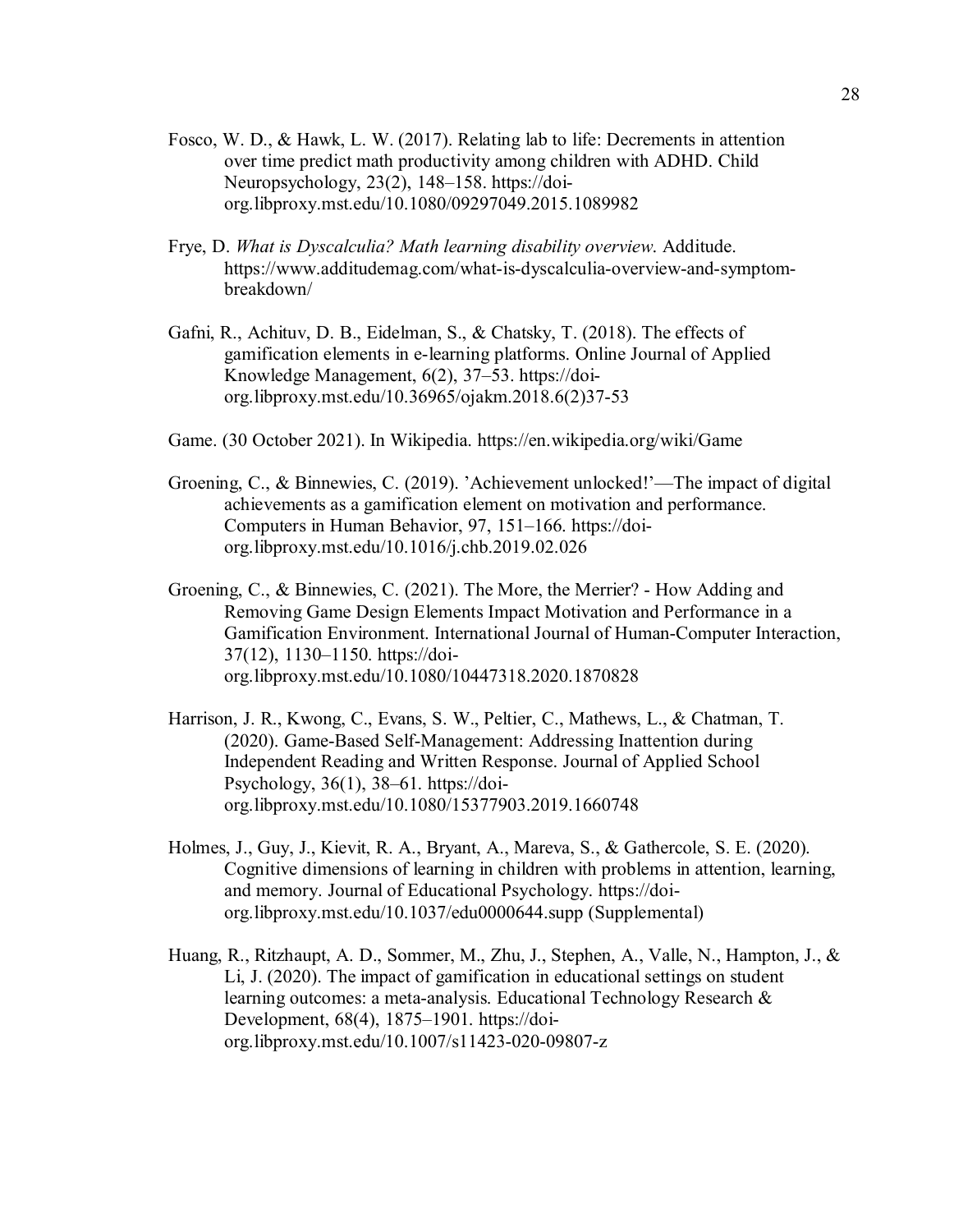Fosco, W. D., & Hawk, L. W. (2017). Relating lab to life: Decrements in attention over time predict math productivity among children with ADHD. Child Neuropsychology, 23(2), 148–158. https://doi-org.libproxy.mst.edu/10.1080/09297049.2015.1089982

Frye, D. *What is Dyscalculia? Math learning disability overview*. Additude. https://www.additudemag.com/what-is-dyscalculia-overview-and-symptom-breakdown/

Gafni, R., Achituv, D. B., Eidelman, S., & Chatsky, T. (2018). The effects of gamification elements in e-learning platforms. Online Journal of Applied Knowledge Management, 6(2), 37–53. https://doi-org.libproxy.mst.edu/10.36965/ojakm.2018.6(2)37-53

Game. (30 October 2021). In Wikipedia. https://en.wikipedia.org/wiki/Game

Groening, C., & Binnewies, C. (2019). 'Achievement unlocked!'—The impact of digital achievements as a gamification element on motivation and performance. Computers in Human Behavior, 97, 151–166. https://doi-org.libproxy.mst.edu/10.1016/j.chb.2019.02.026

Groening, C., & Binnewies, C. (2021). The More, the Merrier? - How Adding and Removing Game Design Elements Impact Motivation and Performance in a Gamification Environment. International Journal of Human-Computer Interaction, 37(12), 1130–1150. https://doi-org.libproxy.mst.edu/10.1080/10447318.2020.1870828

Harrison, J. R., Kwong, C., Evans, S. W., Peltier, C., Mathews, L., & Chatman, T. (2020). Game-Based Self-Management: Addressing Inattention during Independent Reading and Written Response. Journal of Applied School Psychology, 36(1), 38–61. https://doi-org.libproxy.mst.edu/10.1080/15377903.2019.1660748

Holmes, J., Guy, J., Kievit, R. A., Bryant, A., Mareva, S., & Gathercole, S. E. (2020). Cognitive dimensions of learning in children with problems in attention, learning, and memory. Journal of Educational Psychology. https://doi-org.libproxy.mst.edu/10.1037/edu0000644.supp (Supplemental)

Huang, R., Ritzhaupt, A. D., Sommer, M., Zhu, J., Stephen, A., Valle, N., Hampton, J., & Li, J. (2020). The impact of gamification in educational settings on student learning outcomes: a meta-analysis. Educational Technology Research & Development, 68(4), 1875–1901. https://doi-org.libproxy.mst.edu/10.1007/s11423-020-09807-z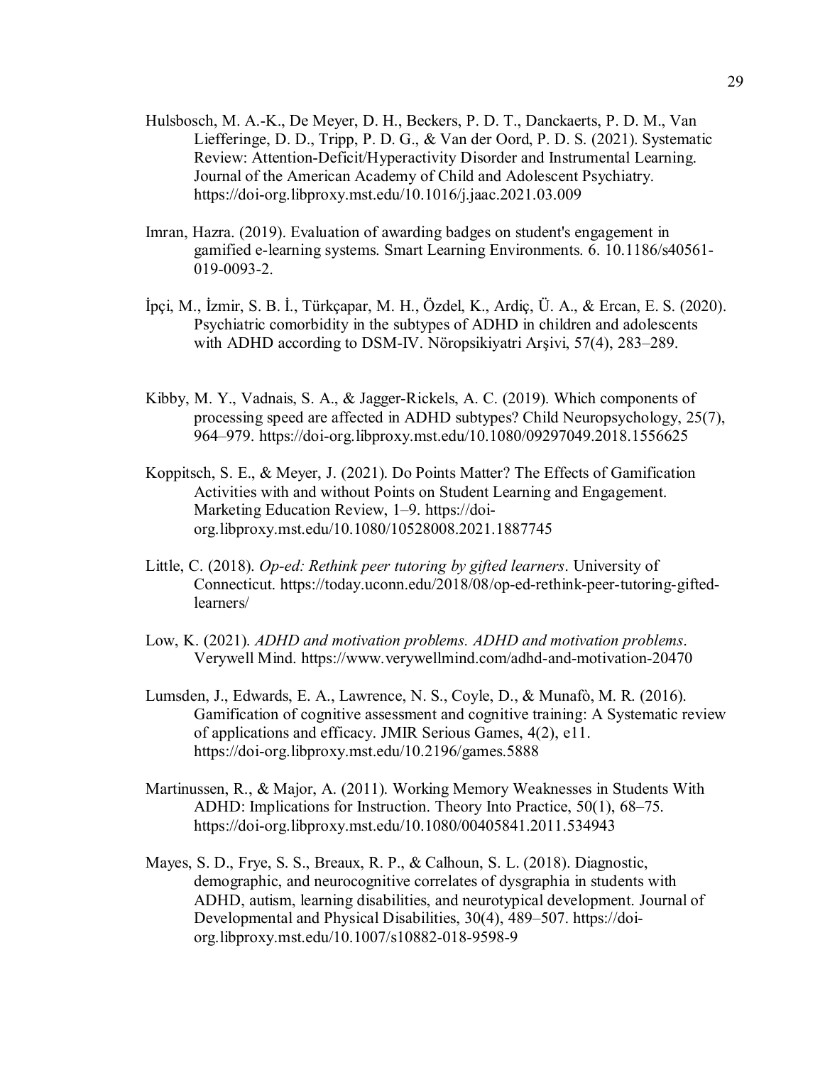Hulsbosch, M. A.-K., De Meyer, D. H., Beckers, P. D. T., Danckaerts, P. D. M., Van Liefferinge, D. D., Tripp, P. D. G., & Van der Oord, P. D. S. (2021). Systematic Review: Attention-Deficit/Hyperactivity Disorder and Instrumental Learning. Journal of the American Academy of Child and Adolescent Psychiatry. https://doi-org.libproxy.mst.edu/10.1016/j.jaac.2021.03.009

Imran, Hazra. (2019). Evaluation of awarding badges on student's engagement in gamified e-learning systems. Smart Learning Environments. 6. 10.1186/s40561-019-0093-2.

İpçi, M., İzmir, S. B. İ., Türkçapar, M. H., Özdel, K., Ardiç, Ü. A., & Ercan, E. S. (2020). Psychiatric comorbidity in the subtypes of ADHD in children and adolescents with ADHD according to DSM-IV. Nöropsikiyatri Arşivi, 57(4), 283–289.

Kibby, M. Y., Vadnais, S. A., & Jagger-Rickels, A. C. (2019). Which components of processing speed are affected in ADHD subtypes? Child Neuropsychology, 25(7), 964–979. https://doi-org.libproxy.mst.edu/10.1080/09297049.2018.1556625

Koppitsch, S. E., & Meyer, J. (2021). Do Points Matter? The Effects of Gamification Activities with and without Points on Student Learning and Engagement. Marketing Education Review, 1–9. https://doi-org.libproxy.mst.edu/10.1080/10528008.2021.1887745

Little, C. (2018). *Op-ed: Rethink peer tutoring by gifted learners*. University of Connecticut. https://today.uconn.edu/2018/08/op-ed-rethink-peer-tutoring-gifted-learners/

Low, K. (2021). *ADHD and motivation problems. ADHD and motivation problems*. Verywell Mind. https://www.verywellmind.com/adhd-and-motivation-20470

Lumsden, J., Edwards, E. A., Lawrence, N. S., Coyle, D., & Munafò, M. R. (2016). Gamification of cognitive assessment and cognitive training: A Systematic review of applications and efficacy. JMIR Serious Games, 4(2), e11. https://doi-org.libproxy.mst.edu/10.2196/games.5888

Martinussen, R., & Major, A. (2011). Working Memory Weaknesses in Students With ADHD: Implications for Instruction. Theory Into Practice, 50(1), 68–75. https://doi-org.libproxy.mst.edu/10.1080/00405841.2011.534943

Mayes, S. D., Frye, S. S., Breaux, R. P., & Calhoun, S. L. (2018). Diagnostic, demographic, and neurocognitive correlates of dysgraphia in students with ADHD, autism, learning disabilities, and neurotypical development. Journal of Developmental and Physical Disabilities, 30(4), 489–507. https://doi-org.libproxy.mst.edu/10.1007/s10882-018-9598-9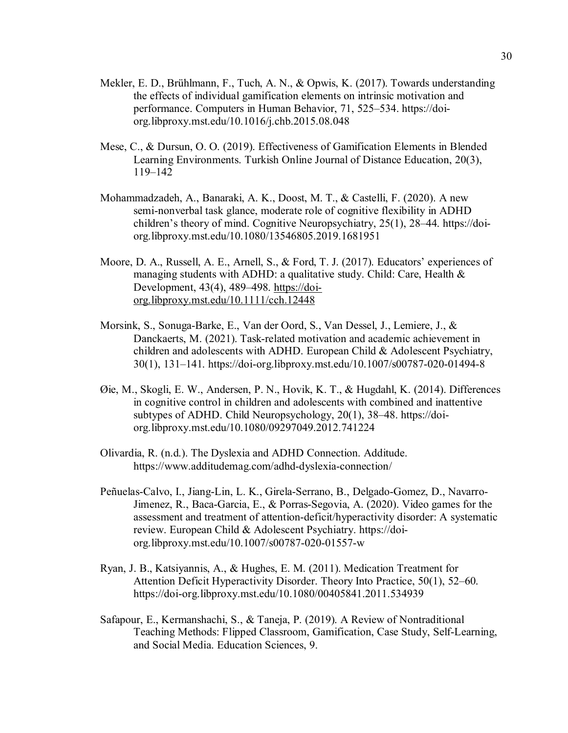Mekler, E. D., Brühlmann, F., Tuch, A. N., & Opwis, K. (2017). Towards understanding the effects of individual gamification elements on intrinsic motivation and performance. Computers in Human Behavior, 71, 525–534. https://doi-org.libproxy.mst.edu/10.1016/j.chb.2015.08.048

Mese, C., & Dursun, O. O. (2019). Effectiveness of Gamification Elements in Blended Learning Environments. Turkish Online Journal of Distance Education, 20(3), 119–142

Mohammadzadeh, A., Banaraki, A. K., Doost, M. T., & Castelli, F. (2020). A new semi-nonverbal task glance, moderate role of cognitive flexibility in ADHD children's theory of mind. Cognitive Neuropsychiatry, 25(1), 28–44. https://doi-org.libproxy.mst.edu/10.1080/13546805.2019.1681951

Moore, D. A., Russell, A. E., Arnell, S., & Ford, T. J. (2017). Educators' experiences of managing students with ADHD: a qualitative study. Child: Care, Health & Development, 43(4), 489–498. https://doi-org.libproxy.mst.edu/10.1111/cch.12448

Morsink, S., Sonuga-Barke, E., Van der Oord, S., Van Dessel, J., Lemiere, J., & Danckaerts, M. (2021). Task-related motivation and academic achievement in children and adolescents with ADHD. European Child & Adolescent Psychiatry, 30(1), 131–141. https://doi-org.libproxy.mst.edu/10.1007/s00787-020-01494-8

Øie, M., Skogli, E. W., Andersen, P. N., Hovik, K. T., & Hugdahl, K. (2014). Differences in cognitive control in children and adolescents with combined and inattentive subtypes of ADHD. Child Neuropsychology, 20(1), 38–48. https://doi-org.libproxy.mst.edu/10.1080/09297049.2012.741224

Olivardia, R. (n.d.). The Dyslexia and ADHD Connection. Additude. https://www.additudemag.com/adhd-dyslexia-connection/

Peñuelas-Calvo, I., Jiang-Lin, L. K., Girela-Serrano, B., Delgado-Gomez, D., Navarro-Jimenez, R., Baca-Garcia, E., & Porras-Segovia, A. (2020). Video games for the assessment and treatment of attention-deficit/hyperactivity disorder: A systematic review. European Child & Adolescent Psychiatry. https://doi-org.libproxy.mst.edu/10.1007/s00787-020-01557-w

Ryan, J. B., Katsiyannis, A., & Hughes, E. M. (2011). Medication Treatment for Attention Deficit Hyperactivity Disorder. Theory Into Practice, 50(1), 52–60. https://doi-org.libproxy.mst.edu/10.1080/00405841.2011.534939

Safapour, E., Kermanshachi, S., & Taneja, P. (2019). A Review of Nontraditional Teaching Methods: Flipped Classroom, Gamification, Case Study, Self-Learning, and Social Media. Education Sciences, 9.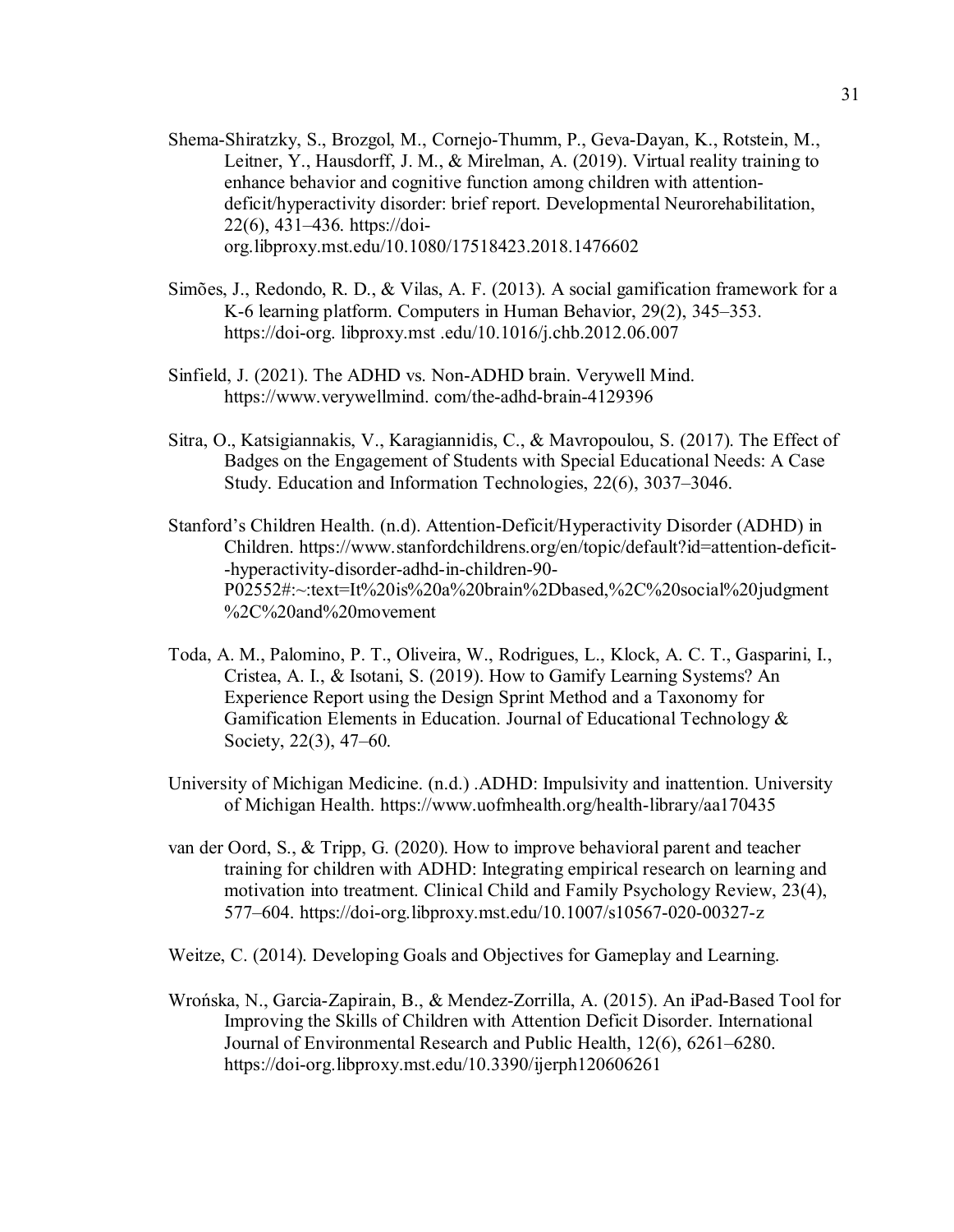Shema-Shiratzky, S., Brozgol, M., Cornejo-Thumm, P., Geva-Dayan, K., Rotstein, M., Leitner, Y., Hausdorff, J. M., & Mirelman, A. (2019). Virtual reality training to enhance behavior and cognitive function among children with attention-deficit/hyperactivity disorder: brief report. Developmental Neurorehabilitation, 22(6), 431–436. https://doi-org.libproxy.mst.edu/10.1080/17518423.2018.1476602

Simões, J., Redondo, R. D., & Vilas, A. F. (2013). A social gamification framework for a K-6 learning platform. Computers in Human Behavior, 29(2), 345–353. https://doi-org. libproxy.mst .edu/10.1016/j.chb.2012.06.007

Sinfield, J. (2021). The ADHD vs. Non-ADHD brain. Verywell Mind. https://www.verywellmind. com/the-adhd-brain-4129396

Sitra, O., Katsigiannakis, V., Karagiannidis, C., & Mavropoulou, S. (2017). The Effect of Badges on the Engagement of Students with Special Educational Needs: A Case Study. Education and Information Technologies, 22(6), 3037–3046.

Stanford's Children Health. (n.d). Attention-Deficit/Hyperactivity Disorder (ADHD) in Children. https://www.stanfordchildrens.org/en/topic/default?id=attention-deficit--hyperactivity-disorder-adhd-in-children-90-P02552#:~:text=It%20is%20a%20brain%2Dbased,%2C%20social%20judgment%2C%20and%20movement

Toda, A. M., Palomino, P. T., Oliveira, W., Rodrigues, L., Klock, A. C. T., Gasparini, I., Cristea, A. I., & Isotani, S. (2019). How to Gamify Learning Systems? An Experience Report using the Design Sprint Method and a Taxonomy for Gamification Elements in Education. Journal of Educational Technology & Society, 22(3), 47–60.

University of Michigan Medicine. (n.d.) .ADHD: Impulsivity and inattention. University of Michigan Health. https://www.uofmhealth.org/health-library/aa170435

van der Oord, S., & Tripp, G. (2020). How to improve behavioral parent and teacher training for children with ADHD: Integrating empirical research on learning and motivation into treatment. Clinical Child and Family Psychology Review, 23(4), 577–604. https://doi-org.libproxy.mst.edu/10.1007/s10567-020-00327-z

Weitze, C. (2014). Developing Goals and Objectives for Gameplay and Learning.

Wrońska, N., Garcia-Zapirain, B., & Mendez-Zorrilla, A. (2015). An iPad-Based Tool for Improving the Skills of Children with Attention Deficit Disorder. International Journal of Environmental Research and Public Health, 12(6), 6261–6280. https://doi-org.libproxy.mst.edu/10.3390/ijerph120606261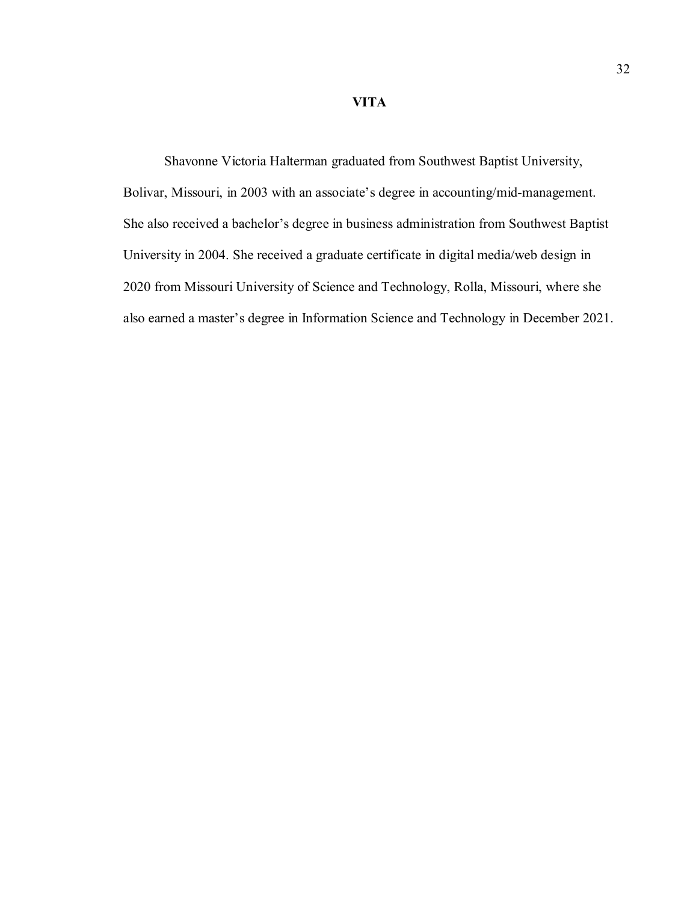# VITA

Shavonne Victoria Halterman graduated from Southwest Baptist University, Bolivar, Missouri, in 2003 with an associate's degree in accounting/mid-management. She also received a bachelor's degree in business administration from Southwest Baptist University in 2004. She received a graduate certificate in digital media/web design in 2020 from Missouri University of Science and Technology, Rolla, Missouri, where she also earned a master's degree in Information Science and Technology in December 2021.